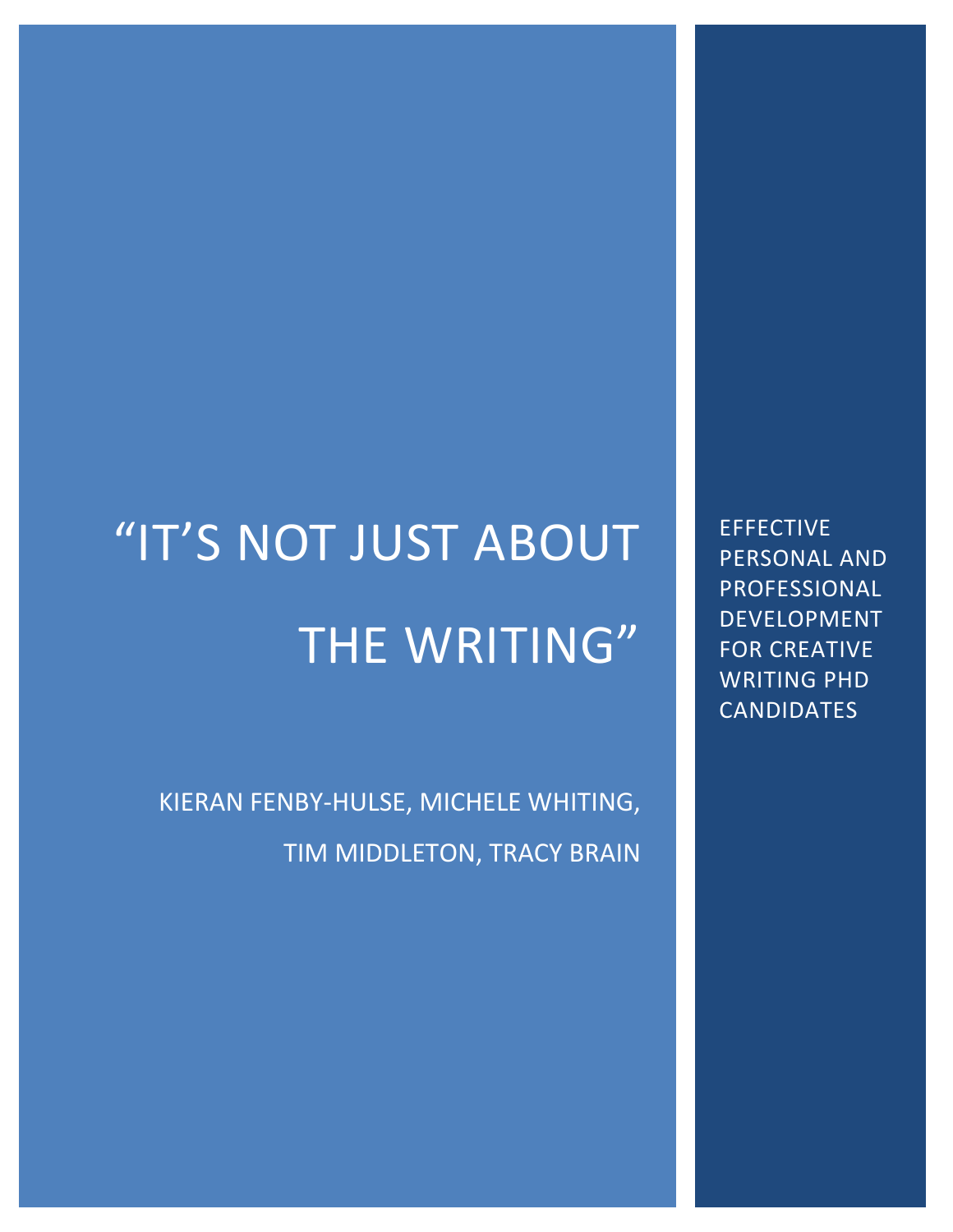# "IT'S NOT JUST ABOUT THE WRITING"

## EFFECTIVE PERSONAL AND PROFESSIONAL DEVELOPMENT FOR CREATIVE WRITING PHD CANDIDATES

KIERAN FENBY-HULSE, MICHELE WHITING, TIM MIDDLETON, TRACY BRAIN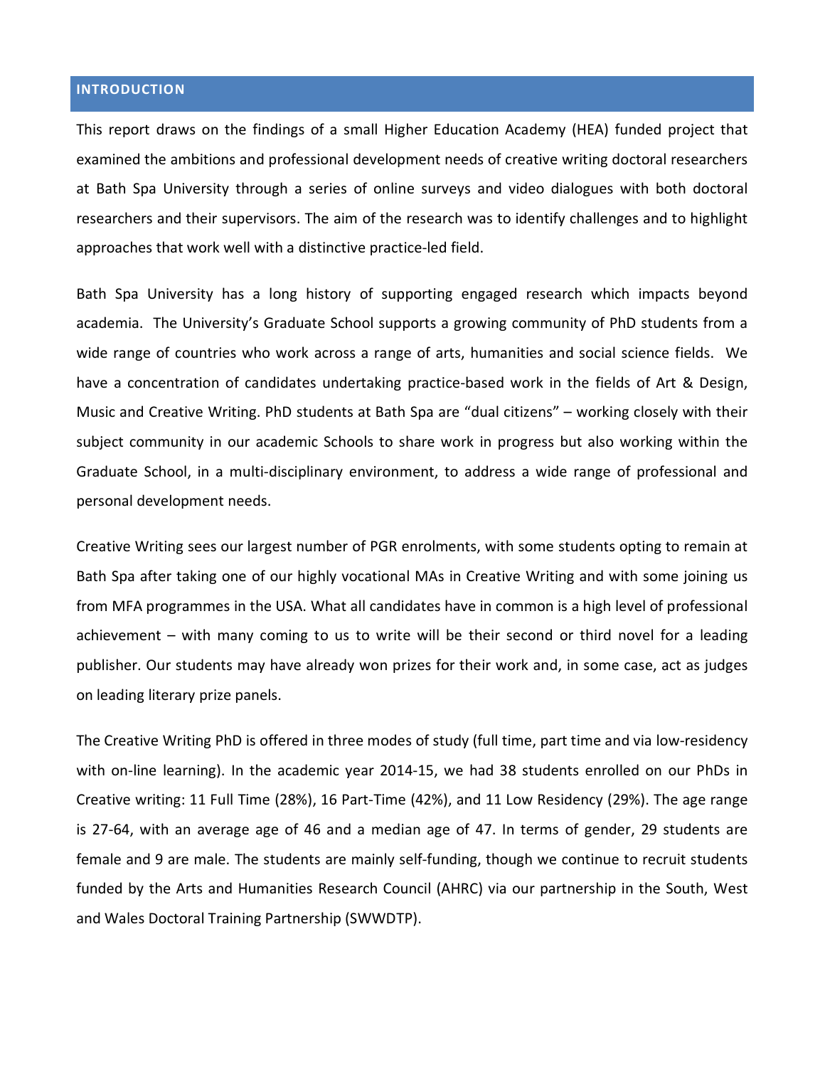## INTRODUCTION

This report draws on the findings of a small Higher Education Academy (HEA) funded project that examined the ambitions and professional development needs of creative writing doctoral researchers at Bath Spa University through a series of online surveys and video dialogues with both doctoral researchers and their supervisors. The aim of the research was to identify challenges and to highlight approaches that work well with a distinctive practice-led field.

Bath Spa University has a long history of supporting engaged research which impacts beyond academia. The University's Graduate School supports a growing community of PhD students from a wide range of countries who work across a range of arts, humanities and social science fields. We have a concentration of candidates undertaking practice-based work in the fields of Art & Design, Music and Creative Writing. PhD students at Bath Spa are "dual citizens" – working closely with their subject community in our academic Schools to share work in progress but also working within the Graduate School, in a multi-disciplinary environment, to address a wide range of professional and personal development needs.

Creative Writing sees our largest number of PGR enrolments, with some students opting to remain at Bath Spa after taking one of our highly vocational MAs in Creative Writing and with some joining us from MFA programmes in the USA. What all candidates have in common is a high level of professional achievement – with many coming to us to write will be their second or third novel for a leading publisher. Our students may have already won prizes for their work and, in some case, act as judges on leading literary prize panels.

The Creative Writing PhD is offered in three modes of study (full time, part time and via low-residency with on-line learning). In the academic year 2014-15, we had 38 students enrolled on our PhDs in Creative writing: 11 Full Time (28%), 16 Part-Time (42%), and 11 Low Residency (29%). The age range is 27-64, with an average age of 46 and a median age of 47. In terms of gender, 29 students are female and 9 are male. The students are mainly self-funding, though we continue to recruit students funded by the Arts and Humanities Research Council (AHRC) via our partnership in the South, West and Wales Doctoral Training Partnership (SWWDTP).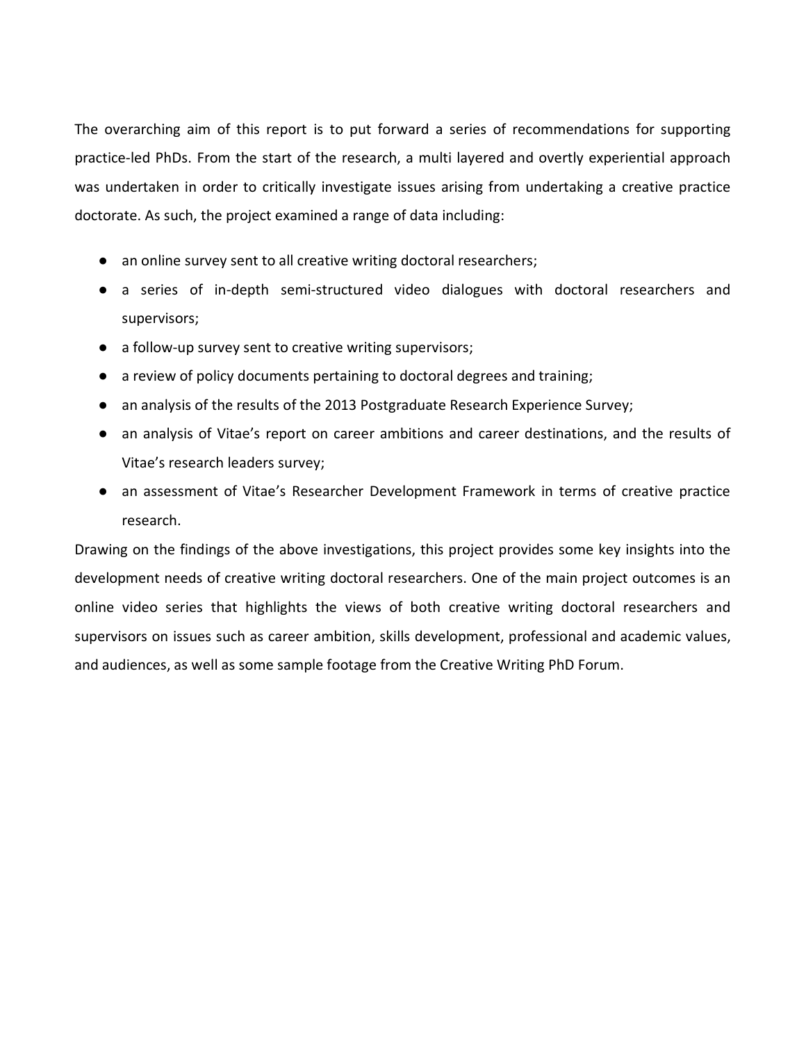The overarching aim of this report is to put forward a series of recommendations for supporting practice-led PhDs. From the start of the research, a multi layered and overtly experiential approach was undertaken in order to critically investigate issues arising from undertaking a creative practice doctorate. As such, the project examined a range of data including:

- an online survey sent to all creative writing doctoral researchers;
- a series of in-depth semi-structured video dialogues with doctoral researchers and supervisors;
- a follow-up survey sent to creative writing supervisors;
- a review of policy documents pertaining to doctoral degrees and training;
- an analysis of the results of the 2013 Postgraduate Research Experience Survey;
- an analysis of Vitae's report on career ambitions and career destinations, and the results of Vitae's research leaders survey;
- an assessment of Vitae's Researcher Development Framework in terms of creative practice research.

Drawing on the findings of the above investigations, this project provides some key insights into the development needs of creative writing doctoral researchers. One of the main project outcomes is an online video series that highlights the views of both creative writing doctoral researchers and supervisors on issues such as career ambition, skills development, professional and academic values, and audiences, as well as some sample footage from the Creative Writing PhD Forum.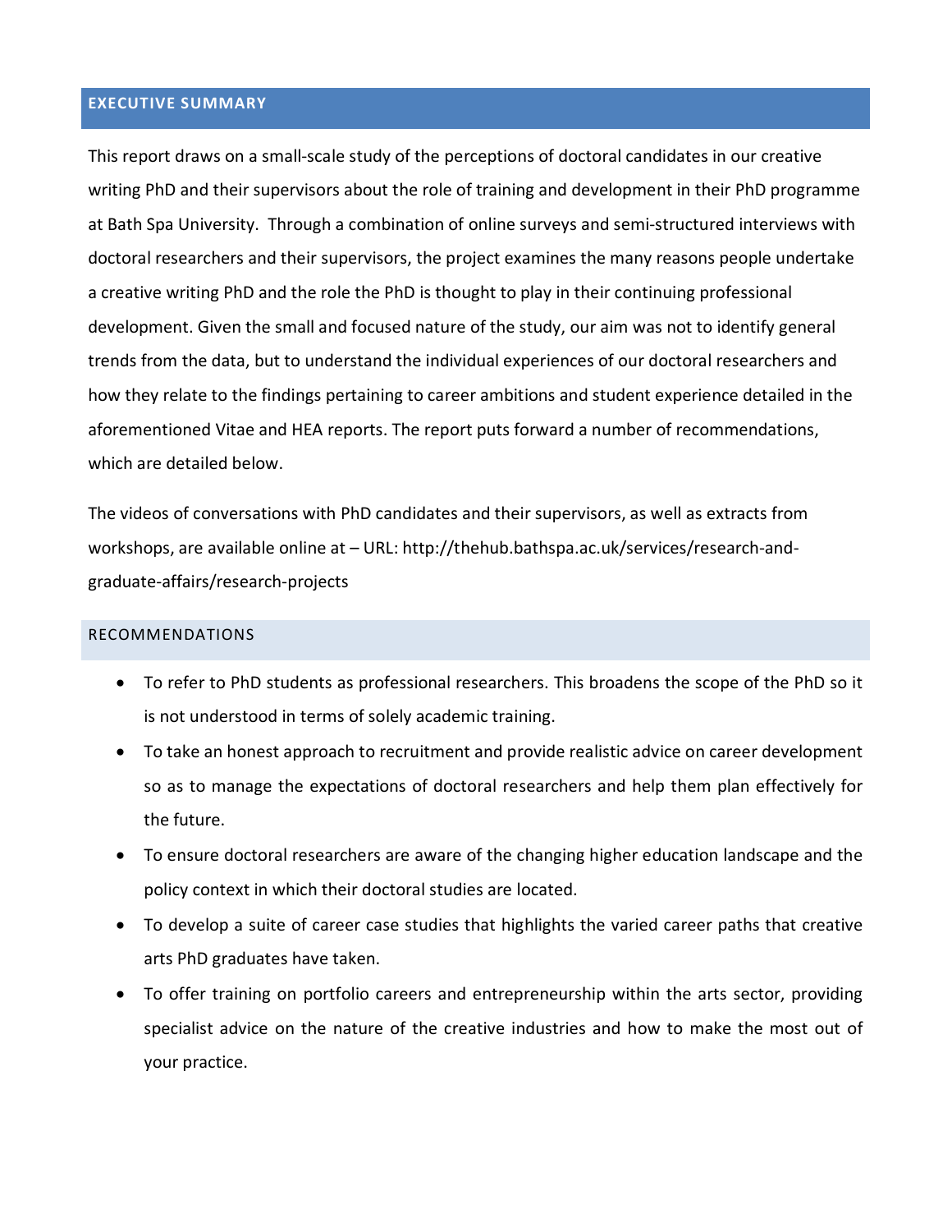## EXECUTIVE SUMMARY

This report draws on a small-scale study of the perceptions of doctoral candidates in our creative writing PhD and their supervisors about the role of training and development in their PhD programme at Bath Spa University. Through a combination of online surveys and semi-structured interviews with doctoral researchers and their supervisors, the project examines the many reasons people undertake a creative writing PhD and the role the PhD is thought to play in their continuing professional development. Given the small and focused nature of the study, our aim was not to identify general trends from the data, but to understand the individual experiences of our doctoral researchers and how they relate to the findings pertaining to career ambitions and student experience detailed in the aforementioned Vitae and HEA reports. The report puts forward a number of recommendations, which are detailed below.

The videos of conversations with PhD candidates and their supervisors, as well as extracts from workshops, are available online at – URL: http://thehub.bathspa.ac.uk/services/research-and-graduate-affairs/research-projects

### RECOMMENDATIONS

- To refer to PhD students as professional researchers. This broadens the scope of the PhD so it is not understood in terms of solely academic training.
- To take an honest approach to recruitment and provide realistic advice on career development so as to manage the expectations of doctoral researchers and help them plan effectively for the future.
- To ensure doctoral researchers are aware of the changing higher education landscape and the policy context in which their doctoral studies are located.
- To develop a suite of career case studies that highlights the varied career paths that creative arts PhD graduates have taken.
- To offer training on portfolio careers and entrepreneurship within the arts sector, providing specialist advice on the nature of the creative industries and how to make the most out of your practice.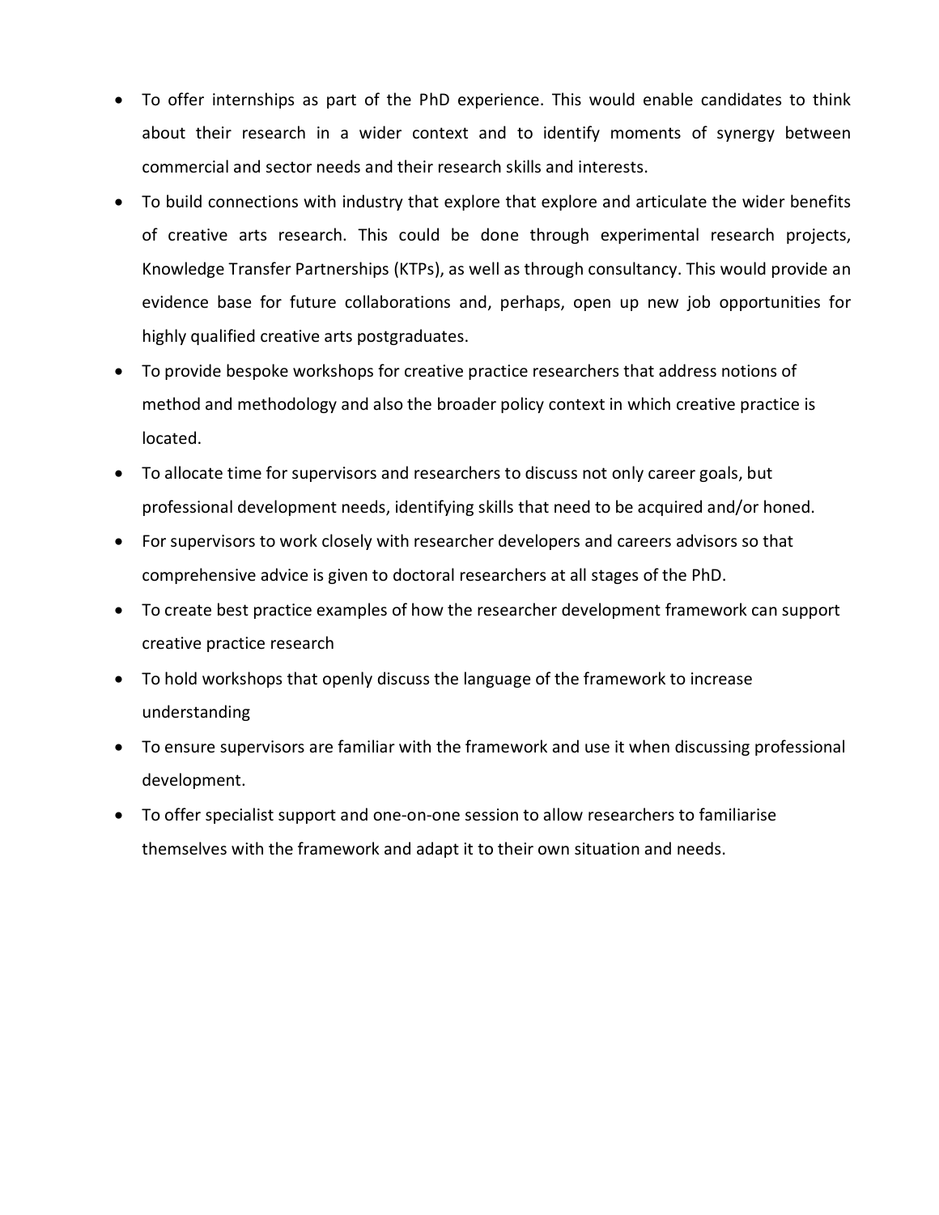- To offer internships as part of the PhD experience. This would enable candidates to think about their research in a wider context and to identify moments of synergy between commercial and sector needs and their research skills and interests.
- To build connections with industry that explore that explore and articulate the wider benefits of creative arts research. This could be done through experimental research projects, Knowledge Transfer Partnerships (KTPs), as well as through consultancy. This would provide an evidence base for future collaborations and, perhaps, open up new job opportunities for highly qualified creative arts postgraduates.
- To provide bespoke workshops for creative practice researchers that address notions of method and methodology and also the broader policy context in which creative practice is located.
- To allocate time for supervisors and researchers to discuss not only career goals, but professional development needs, identifying skills that need to be acquired and/or honed.
- For supervisors to work closely with researcher developers and careers advisors so that comprehensive advice is given to doctoral researchers at all stages of the PhD.
- To create best practice examples of how the researcher development framework can support creative practice research
- To hold workshops that openly discuss the language of the framework to increase understanding
- To ensure supervisors are familiar with the framework and use it when discussing professional development.
- To offer specialist support and one-on-one session to allow researchers to familiarise themselves with the framework and adapt it to their own situation and needs.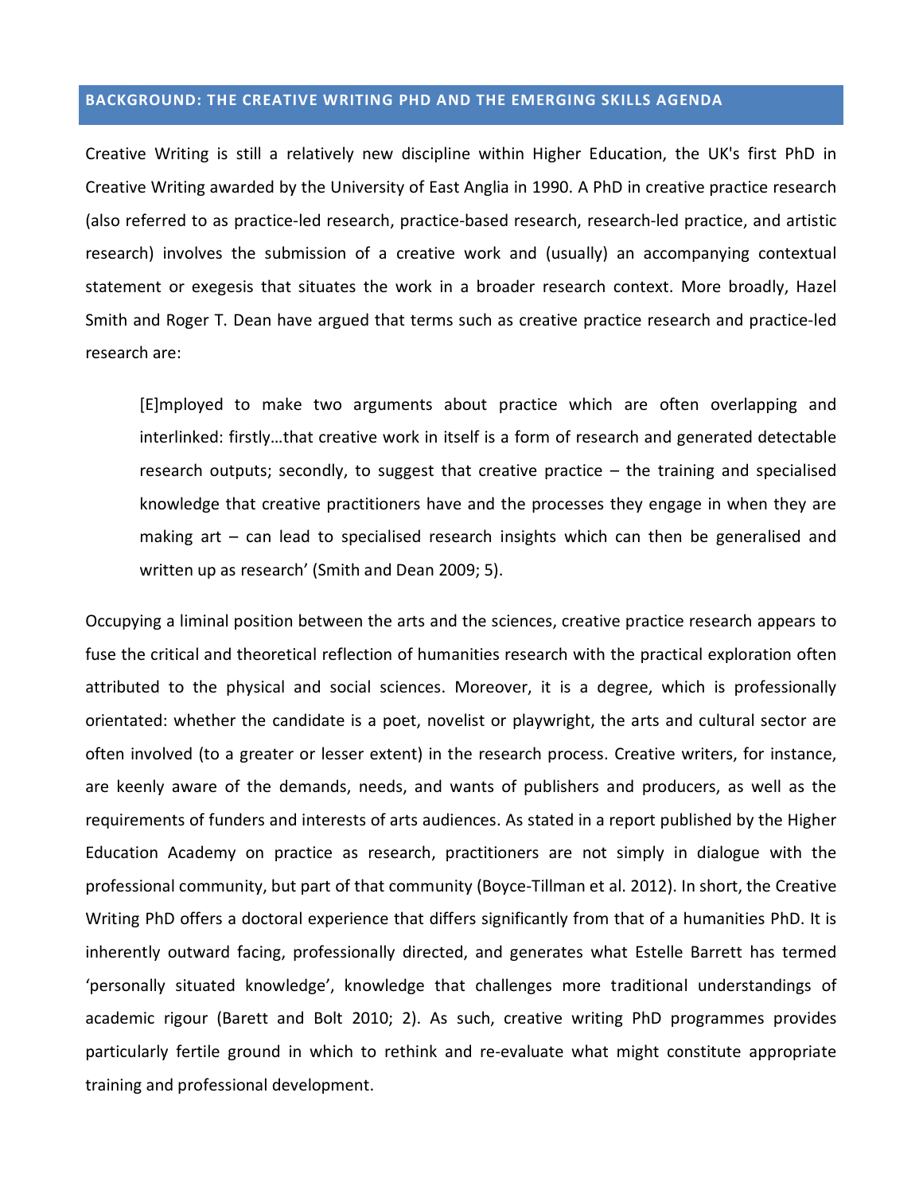## BACKGROUND: THE CREATIVE WRITING PHD AND THE EMERGING SKILLS AGENDA

Creative Writing is still a relatively new discipline within Higher Education, the UK's first PhD in Creative Writing awarded by the University of East Anglia in 1990. A PhD in creative practice research (also referred to as practice-led research, practice-based research, research-led practice, and artistic research) involves the submission of a creative work and (usually) an accompanying contextual statement or exegesis that situates the work in a broader research context. More broadly, Hazel Smith and Roger T. Dean have argued that terms such as creative practice research and practice-led research are:

> [E]mployed to make two arguments about practice which are often overlapping and interlinked: firstly…that creative work in itself is a form of research and generated detectable research outputs; secondly, to suggest that creative practice – the training and specialised knowledge that creative practitioners have and the processes they engage in when they are making art – can lead to specialised research insights which can then be generalised and written up as research' (Smith and Dean 2009; 5).

Occupying a liminal position between the arts and the sciences, creative practice research appears to fuse the critical and theoretical reflection of humanities research with the practical exploration often attributed to the physical and social sciences. Moreover, it is a degree, which is professionally orientated: whether the candidate is a poet, novelist or playwright, the arts and cultural sector are often involved (to a greater or lesser extent) in the research process. Creative writers, for instance, are keenly aware of the demands, needs, and wants of publishers and producers, as well as the requirements of funders and interests of arts audiences. As stated in a report published by the Higher Education Academy on practice as research, practitioners are not simply in dialogue with the professional community, but part of that community (Boyce-Tillman et al. 2012). In short, the Creative Writing PhD offers a doctoral experience that differs significantly from that of a humanities PhD. It is inherently outward facing, professionally directed, and generates what Estelle Barrett has termed 'personally situated knowledge', knowledge that challenges more traditional understandings of academic rigour (Barett and Bolt 2010; 2). As such, creative writing PhD programmes provides particularly fertile ground in which to rethink and re-evaluate what might constitute appropriate training and professional development.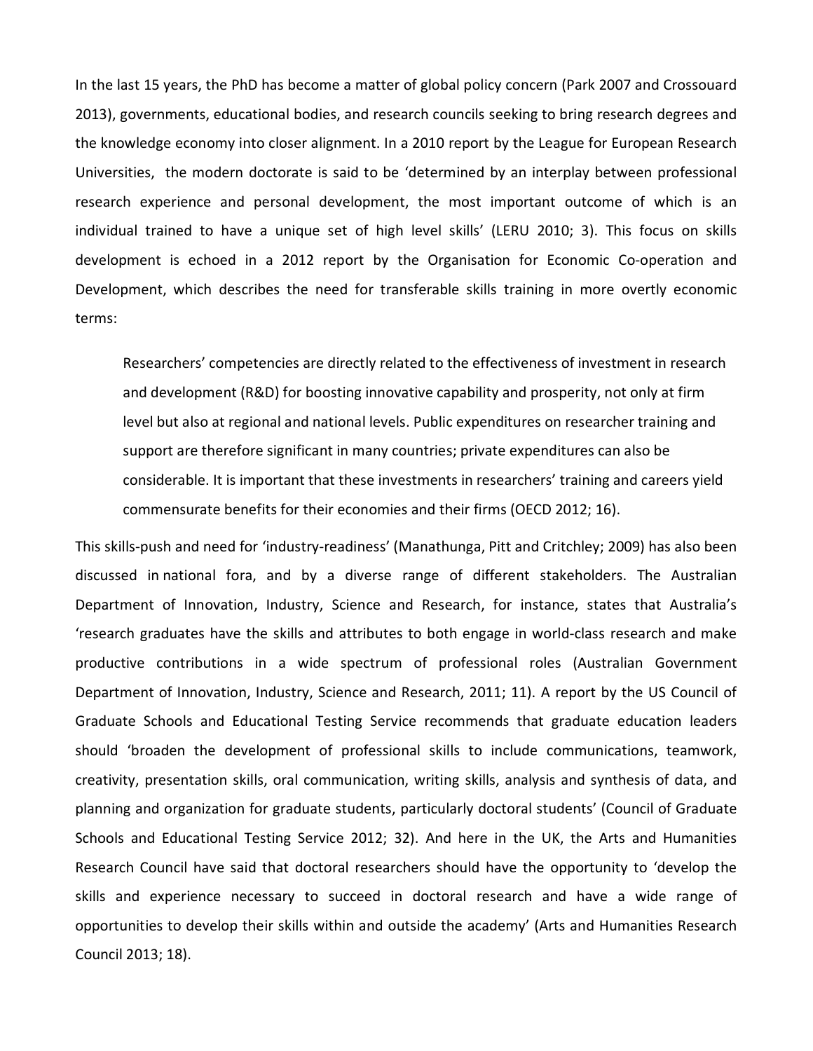In the last 15 years, the PhD has become a matter of global policy concern (Park 2007 and Crossouard 2013), governments, educational bodies, and research councils seeking to bring research degrees and the knowledge economy into closer alignment. In a 2010 report by the League for European Research Universities, the modern doctorate is said to be 'determined by an interplay between professional research experience and personal development, the most important outcome of which is an individual trained to have a unique set of high level skills' (LERU 2010; 3). This focus on skills development is echoed in a 2012 report by the Organisation for Economic Co-operation and Development, which describes the need for transferable skills training in more overtly economic terms:

> Researchers' competencies are directly related to the effectiveness of investment in research and development (R&D) for boosting innovative capability and prosperity, not only at firm level but also at regional and national levels. Public expenditures on researcher training and support are therefore significant in many countries; private expenditures can also be considerable. It is important that these investments in researchers' training and careers yield commensurate benefits for their economies and their firms (OECD 2012; 16).

This skills-push and need for 'industry-readiness' (Manathunga, Pitt and Critchley; 2009) has also been discussed in national fora, and by a diverse range of different stakeholders. The Australian Department of Innovation, Industry, Science and Research, for instance, states that Australia's 'research graduates have the skills and attributes to both engage in world-class research and make productive contributions in a wide spectrum of professional roles (Australian Government Department of Innovation, Industry, Science and Research, 2011; 11). A report by the US Council of Graduate Schools and Educational Testing Service recommends that graduate education leaders should 'broaden the development of professional skills to include communications, teamwork, creativity, presentation skills, oral communication, writing skills, analysis and synthesis of data, and planning and organization for graduate students, particularly doctoral students' (Council of Graduate Schools and Educational Testing Service 2012; 32). And here in the UK, the Arts and Humanities Research Council have said that doctoral researchers should have the opportunity to 'develop the skills and experience necessary to succeed in doctoral research and have a wide range of opportunities to develop their skills within and outside the academy' (Arts and Humanities Research Council 2013; 18).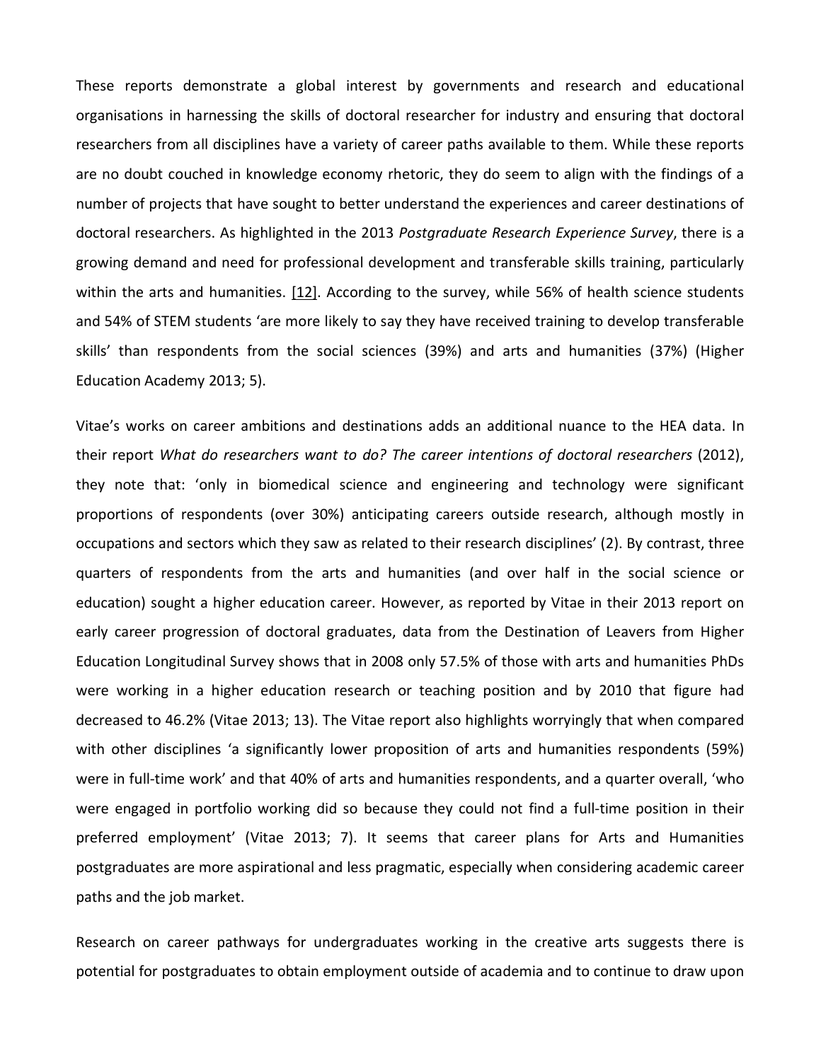These reports demonstrate a global interest by governments and research and educational organisations in harnessing the skills of doctoral researcher for industry and ensuring that doctoral researchers from all disciplines have a variety of career paths available to them. While these reports are no doubt couched in knowledge economy rhetoric, they do seem to align with the findings of a number of projects that have sought to better understand the experiences and career destinations of doctoral researchers. As highlighted in the 2013 *Postgraduate Research Experience Survey*, there is a growing demand and need for professional development and transferable skills training, particularly within the arts and humanities. [12]. According to the survey, while 56% of health science students and 54% of STEM students 'are more likely to say they have received training to develop transferable skills' than respondents from the social sciences (39%) and arts and humanities (37%) (Higher Education Academy 2013; 5).

Vitae's works on career ambitions and destinations adds an additional nuance to the HEA data. In their report *What do researchers want to do? The career intentions of doctoral researchers* (2012), they note that: 'only in biomedical science and engineering and technology were significant proportions of respondents (over 30%) anticipating careers outside research, although mostly in occupations and sectors which they saw as related to their research disciplines' (2). By contrast, three quarters of respondents from the arts and humanities (and over half in the social science or education) sought a higher education career. However, as reported by Vitae in their 2013 report on early career progression of doctoral graduates, data from the Destination of Leavers from Higher Education Longitudinal Survey shows that in 2008 only 57.5% of those with arts and humanities PhDs were working in a higher education research or teaching position and by 2010 that figure had decreased to 46.2% (Vitae 2013; 13). The Vitae report also highlights worryingly that when compared with other disciplines 'a significantly lower proposition of arts and humanities respondents (59%) were in full-time work' and that 40% of arts and humanities respondents, and a quarter overall, 'who were engaged in portfolio working did so because they could not find a full-time position in their preferred employment' (Vitae 2013; 7). It seems that career plans for Arts and Humanities postgraduates are more aspirational and less pragmatic, especially when considering academic career paths and the job market.

Research on career pathways for undergraduates working in the creative arts suggests there is potential for postgraduates to obtain employment outside of academia and to continue to draw upon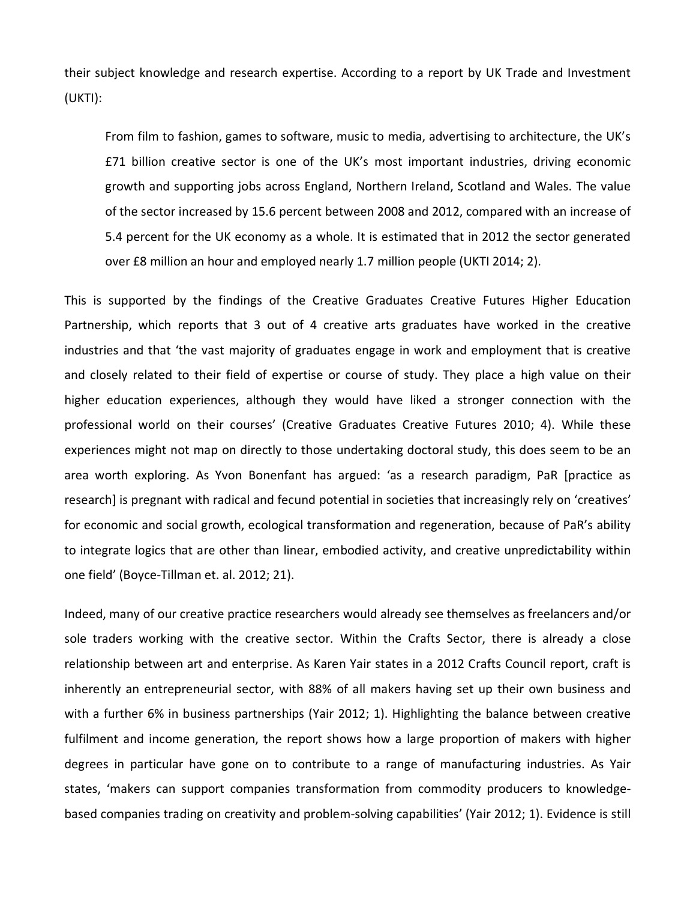their subject knowledge and research expertise. According to a report by UK Trade and Investment (UKTI):

> From film to fashion, games to software, music to media, advertising to architecture, the UK's £71 billion creative sector is one of the UK's most important industries, driving economic growth and supporting jobs across England, Northern Ireland, Scotland and Wales. The value of the sector increased by 15.6 percent between 2008 and 2012, compared with an increase of 5.4 percent for the UK economy as a whole. It is estimated that in 2012 the sector generated over £8 million an hour and employed nearly 1.7 million people (UKTI 2014; 2).

This is supported by the findings of the Creative Graduates Creative Futures Higher Education Partnership, which reports that 3 out of 4 creative arts graduates have worked in the creative industries and that 'the vast majority of graduates engage in work and employment that is creative and closely related to their field of expertise or course of study. They place a high value on their higher education experiences, although they would have liked a stronger connection with the professional world on their courses' (Creative Graduates Creative Futures 2010; 4). While these experiences might not map on directly to those undertaking doctoral study, this does seem to be an area worth exploring. As Yvon Bonenfant has argued: 'as a research paradigm, PaR [practice as research] is pregnant with radical and fecund potential in societies that increasingly rely on 'creatives' for economic and social growth, ecological transformation and regeneration, because of PaR's ability to integrate logics that are other than linear, embodied activity, and creative unpredictability within one field' (Boyce-Tillman et. al. 2012; 21).

Indeed, many of our creative practice researchers would already see themselves as freelancers and/or sole traders working with the creative sector. Within the Crafts Sector, there is already a close relationship between art and enterprise. As Karen Yair states in a 2012 Crafts Council report, craft is inherently an entrepreneurial sector, with 88% of all makers having set up their own business and with a further 6% in business partnerships (Yair 2012; 1). Highlighting the balance between creative fulfilment and income generation, the report shows how a large proportion of makers with higher degrees in particular have gone on to contribute to a range of manufacturing industries. As Yair states, 'makers can support companies transformation from commodity producers to knowledge-based companies trading on creativity and problem-solving capabilities' (Yair 2012; 1). Evidence is still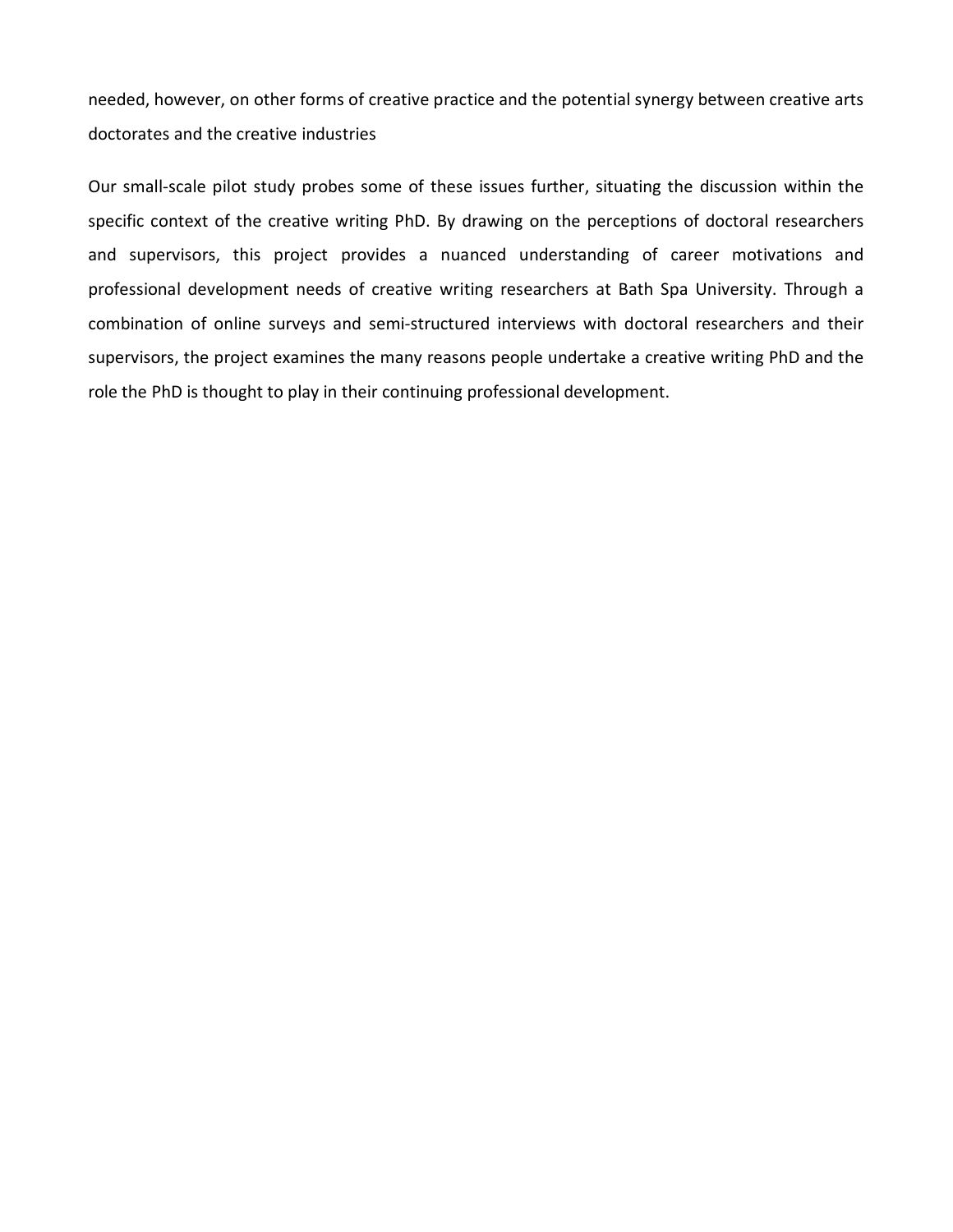needed, however, on other forms of creative practice and the potential synergy between creative arts doctorates and the creative industries

Our small-scale pilot study probes some of these issues further, situating the discussion within the specific context of the creative writing PhD. By drawing on the perceptions of doctoral researchers and supervisors, this project provides a nuanced understanding of career motivations and professional development needs of creative writing researchers at Bath Spa University. Through a combination of online surveys and semi-structured interviews with doctoral researchers and their supervisors, the project examines the many reasons people undertake a creative writing PhD and the role the PhD is thought to play in their continuing professional development.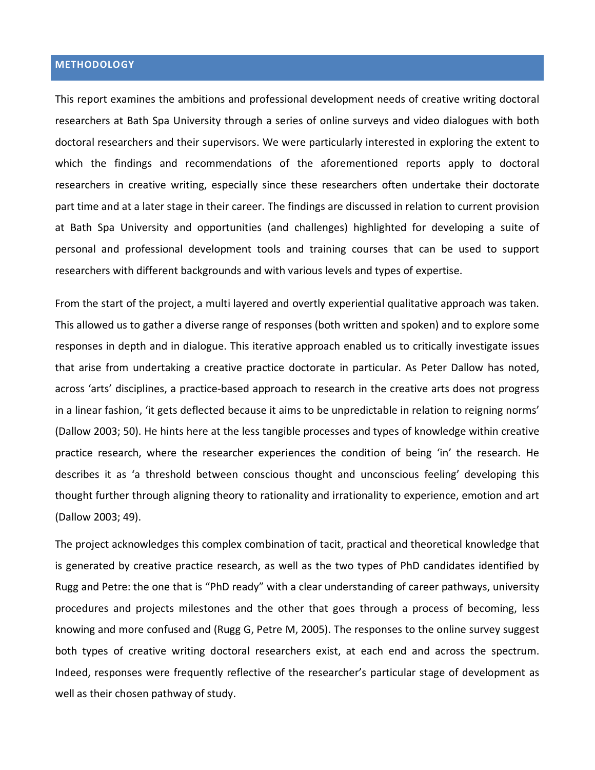## METHODOLOGY

This report examines the ambitions and professional development needs of creative writing doctoral researchers at Bath Spa University through a series of online surveys and video dialogues with both doctoral researchers and their supervisors. We were particularly interested in exploring the extent to which the findings and recommendations of the aforementioned reports apply to doctoral researchers in creative writing, especially since these researchers often undertake their doctorate part time and at a later stage in their career. The findings are discussed in relation to current provision at Bath Spa University and opportunities (and challenges) highlighted for developing a suite of personal and professional development tools and training courses that can be used to support researchers with different backgrounds and with various levels and types of expertise.

From the start of the project, a multi layered and overtly experiential qualitative approach was taken. This allowed us to gather a diverse range of responses (both written and spoken) and to explore some responses in depth and in dialogue. This iterative approach enabled us to critically investigate issues that arise from undertaking a creative practice doctorate in particular. As Peter Dallow has noted, across 'arts' disciplines, a practice-based approach to research in the creative arts does not progress in a linear fashion, 'it gets deflected because it aims to be unpredictable in relation to reigning norms' (Dallow 2003; 50). He hints here at the less tangible processes and types of knowledge within creative practice research, where the researcher experiences the condition of being 'in' the research. He describes it as 'a threshold between conscious thought and unconscious feeling' developing this thought further through aligning theory to rationality and irrationality to experience, emotion and art (Dallow 2003; 49).

The project acknowledges this complex combination of tacit, practical and theoretical knowledge that is generated by creative practice research, as well as the two types of PhD candidates identified by Rugg and Petre: the one that is "PhD ready" with a clear understanding of career pathways, university procedures and projects milestones and the other that goes through a process of becoming, less knowing and more confused and (Rugg G, Petre M, 2005). The responses to the online survey suggest both types of creative writing doctoral researchers exist, at each end and across the spectrum. Indeed, responses were frequently reflective of the researcher's particular stage of development as well as their chosen pathway of study.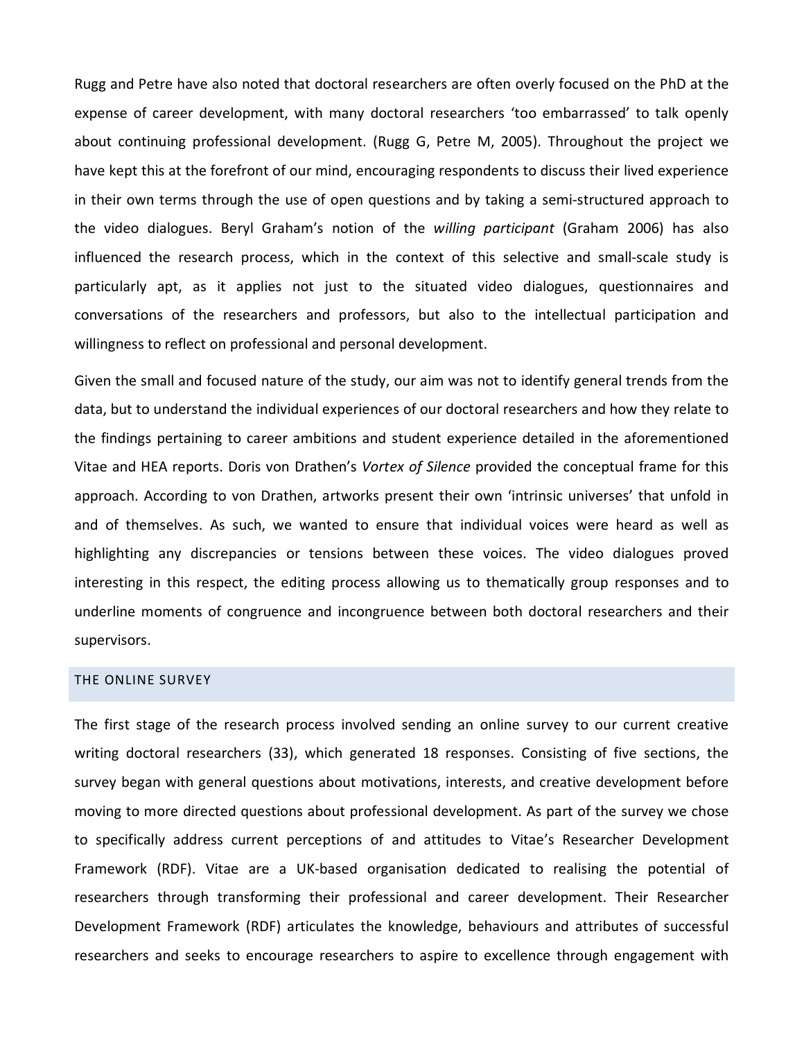Rugg and Petre have also noted that doctoral researchers are often overly focused on the PhD at the expense of career development, with many doctoral researchers 'too embarrassed' to talk openly about continuing professional development. (Rugg G, Petre M, 2005). Throughout the project we have kept this at the forefront of our mind, encouraging respondents to discuss their lived experience in their own terms through the use of open questions and by taking a semi-structured approach to the video dialogues. Beryl Graham's notion of the *willing participant* (Graham 2006) has also influenced the research process, which in the context of this selective and small-scale study is particularly apt, as it applies not just to the situated video dialogues, questionnaires and conversations of the researchers and professors, but also to the intellectual participation and willingness to reflect on professional and personal development.

Given the small and focused nature of the study, our aim was not to identify general trends from the data, but to understand the individual experiences of our doctoral researchers and how they relate to the findings pertaining to career ambitions and student experience detailed in the aforementioned Vitae and HEA reports. Doris von Drathen's *Vortex of Silence* provided the conceptual frame for this approach. According to von Drathen, artworks present their own 'intrinsic universes' that unfold in and of themselves. As such, we wanted to ensure that individual voices were heard as well as highlighting any discrepancies or tensions between these voices. The video dialogues proved interesting in this respect, the editing process allowing us to thematically group responses and to underline moments of congruence and incongruence between both doctoral researchers and their supervisors.

## THE ONLINE SURVEY

The first stage of the research process involved sending an online survey to our current creative writing doctoral researchers (33), which generated 18 responses. Consisting of five sections, the survey began with general questions about motivations, interests, and creative development before moving to more directed questions about professional development. As part of the survey we chose to specifically address current perceptions of and attitudes to Vitae's Researcher Development Framework (RDF). Vitae are a UK-based organisation dedicated to realising the potential of researchers through transforming their professional and career development. Their Researcher Development Framework (RDF) articulates the knowledge, behaviours and attributes of successful researchers and seeks to encourage researchers to aspire to excellence through engagement with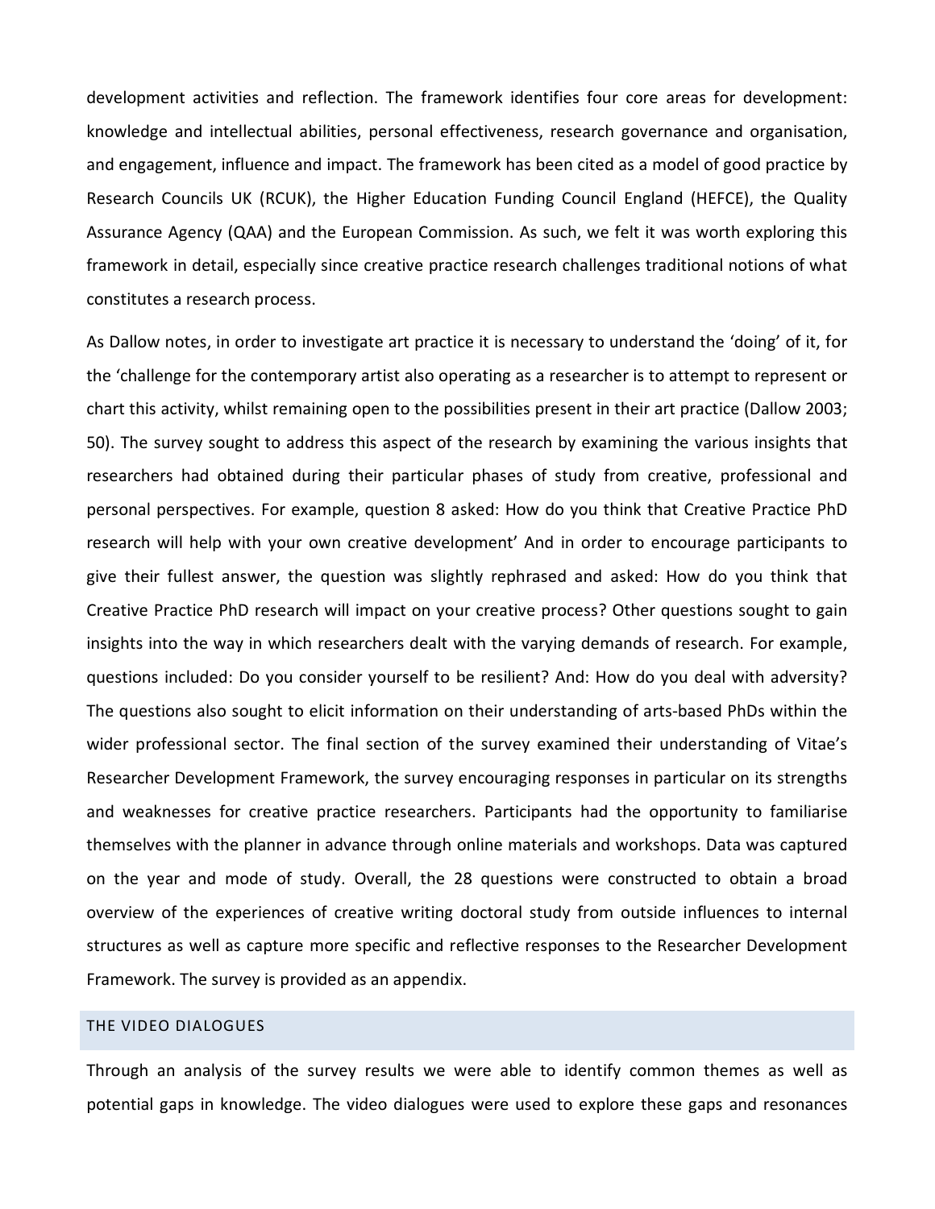development activities and reflection. The framework identifies four core areas for development: knowledge and intellectual abilities, personal effectiveness, research governance and organisation, and engagement, influence and impact. The framework has been cited as a model of good practice by Research Councils UK (RCUK), the Higher Education Funding Council England (HEFCE), the Quality Assurance Agency (QAA) and the European Commission. As such, we felt it was worth exploring this framework in detail, especially since creative practice research challenges traditional notions of what constitutes a research process.

As Dallow notes, in order to investigate art practice it is necessary to understand the 'doing' of it, for the 'challenge for the contemporary artist also operating as a researcher is to attempt to represent or chart this activity, whilst remaining open to the possibilities present in their art practice (Dallow 2003; 50). The survey sought to address this aspect of the research by examining the various insights that researchers had obtained during their particular phases of study from creative, professional and personal perspectives. For example, question 8 asked: How do you think that Creative Practice PhD research will help with your own creative development' And in order to encourage participants to give their fullest answer, the question was slightly rephrased and asked: How do you think that Creative Practice PhD research will impact on your creative process? Other questions sought to gain insights into the way in which researchers dealt with the varying demands of research. For example, questions included: Do you consider yourself to be resilient? And: How do you deal with adversity? The questions also sought to elicit information on their understanding of arts-based PhDs within the wider professional sector. The final section of the survey examined their understanding of Vitae's Researcher Development Framework, the survey encouraging responses in particular on its strengths and weaknesses for creative practice researchers. Participants had the opportunity to familiarise themselves with the planner in advance through online materials and workshops. Data was captured on the year and mode of study. Overall, the 28 questions were constructed to obtain a broad overview of the experiences of creative writing doctoral study from outside influences to internal structures as well as capture more specific and reflective responses to the Researcher Development Framework. The survey is provided as an appendix.

## THE VIDEO DIALOGUES

Through an analysis of the survey results we were able to identify common themes as well as potential gaps in knowledge. The video dialogues were used to explore these gaps and resonances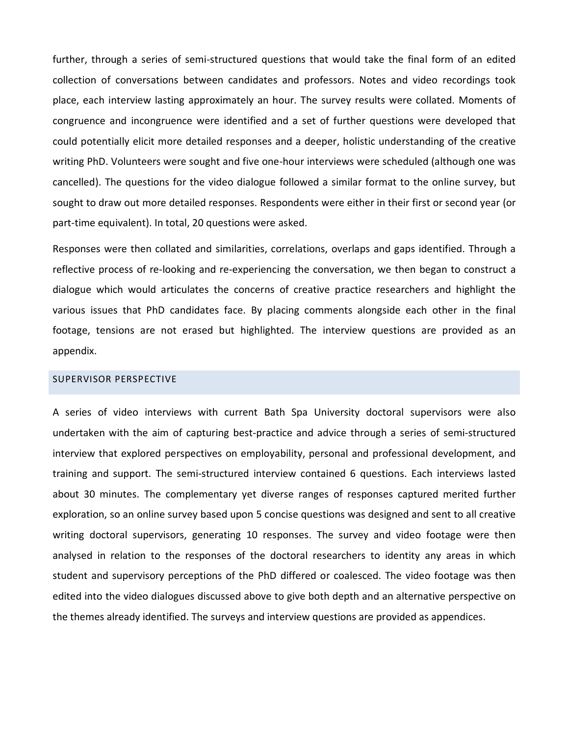further, through a series of semi-structured questions that would take the final form of an edited collection of conversations between candidates and professors. Notes and video recordings took place, each interview lasting approximately an hour. The survey results were collated. Moments of congruence and incongruence were identified and a set of further questions were developed that could potentially elicit more detailed responses and a deeper, holistic understanding of the creative writing PhD. Volunteers were sought and five one-hour interviews were scheduled (although one was cancelled). The questions for the video dialogue followed a similar format to the online survey, but sought to draw out more detailed responses. Respondents were either in their first or second year (or part-time equivalent). In total, 20 questions were asked.

Responses were then collated and similarities, correlations, overlaps and gaps identified. Through a reflective process of re-looking and re-experiencing the conversation, we then began to construct a dialogue which would articulates the concerns of creative practice researchers and highlight the various issues that PhD candidates face. By placing comments alongside each other in the final footage, tensions are not erased but highlighted. The interview questions are provided as an appendix.

## SUPERVISOR PERSPECTIVE

A series of video interviews with current Bath Spa University doctoral supervisors were also undertaken with the aim of capturing best-practice and advice through a series of semi-structured interview that explored perspectives on employability, personal and professional development, and training and support. The semi-structured interview contained 6 questions. Each interviews lasted about 30 minutes. The complementary yet diverse ranges of responses captured merited further exploration, so an online survey based upon 5 concise questions was designed and sent to all creative writing doctoral supervisors, generating 10 responses. The survey and video footage were then analysed in relation to the responses of the doctoral researchers to identity any areas in which student and supervisory perceptions of the PhD differed or coalesced. The video footage was then edited into the video dialogues discussed above to give both depth and an alternative perspective on the themes already identified. The surveys and interview questions are provided as appendices.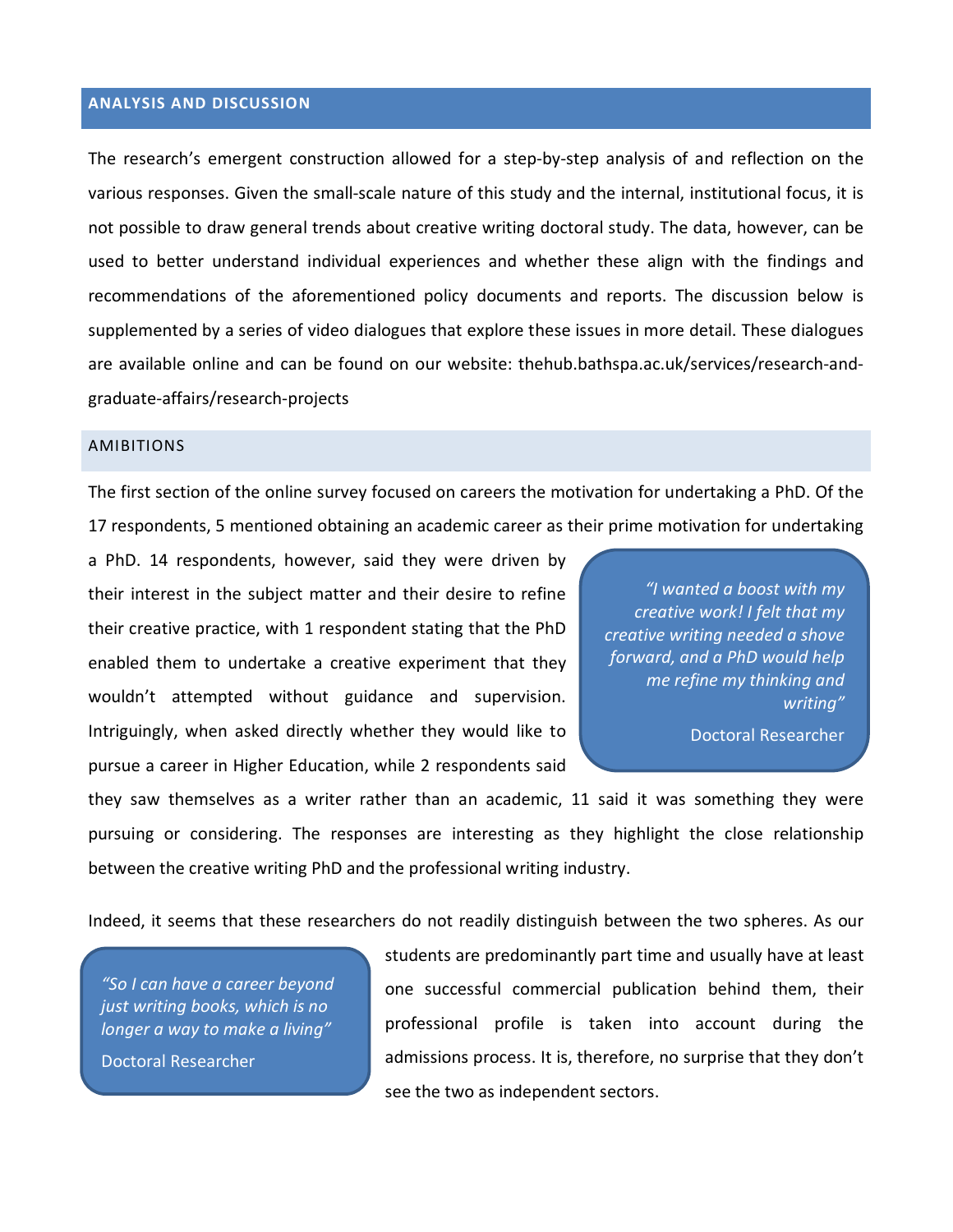## ANALYSIS AND DISCUSSION

The research's emergent construction allowed for a step-by-step analysis of and reflection on the various responses. Given the small-scale nature of this study and the internal, institutional focus, it is not possible to draw general trends about creative writing doctoral study. The data, however, can be used to better understand individual experiences and whether these align with the findings and recommendations of the aforementioned policy documents and reports. The discussion below is supplemented by a series of video dialogues that explore these issues in more detail. These dialogues are available online and can be found on our website: thehub.bathspa.ac.uk/services/research-and-graduate-affairs/research-projects

### AMIBITIONS

The first section of the online survey focused on careers the motivation for undertaking a PhD. Of the 17 respondents, 5 mentioned obtaining an academic career as their prime motivation for undertaking a PhD. 14 respondents, however, said they were driven by their interest in the subject matter and their desire to refine their creative practice, with 1 respondent stating that the PhD enabled them to undertake a creative experiment that they wouldn't attempted without guidance and supervision. Intriguingly, when asked directly whether they would like to pursue a career in Higher Education, while 2 respondents said they saw themselves as a writer rather than an academic, 11 said it was something they were pursuing or considering. The responses are interesting as they highlight the close relationship between the creative writing PhD and the professional writing industry.

> *"I wanted a boost with my creative work! I felt that my creative writing needed a shove forward, and a PhD would help me refine my thinking and writing"*
>
> Doctoral Researcher

Indeed, it seems that these researchers do not readily distinguish between the two spheres. As our students are predominantly part time and usually have at least one successful commercial publication behind them, their professional profile is taken into account during the admissions process. It is, therefore, no surprise that they don't see the two as independent sectors.

> *"So I can have a career beyond just writing books, which is no longer a way to make a living"*
>
> Doctoral Researcher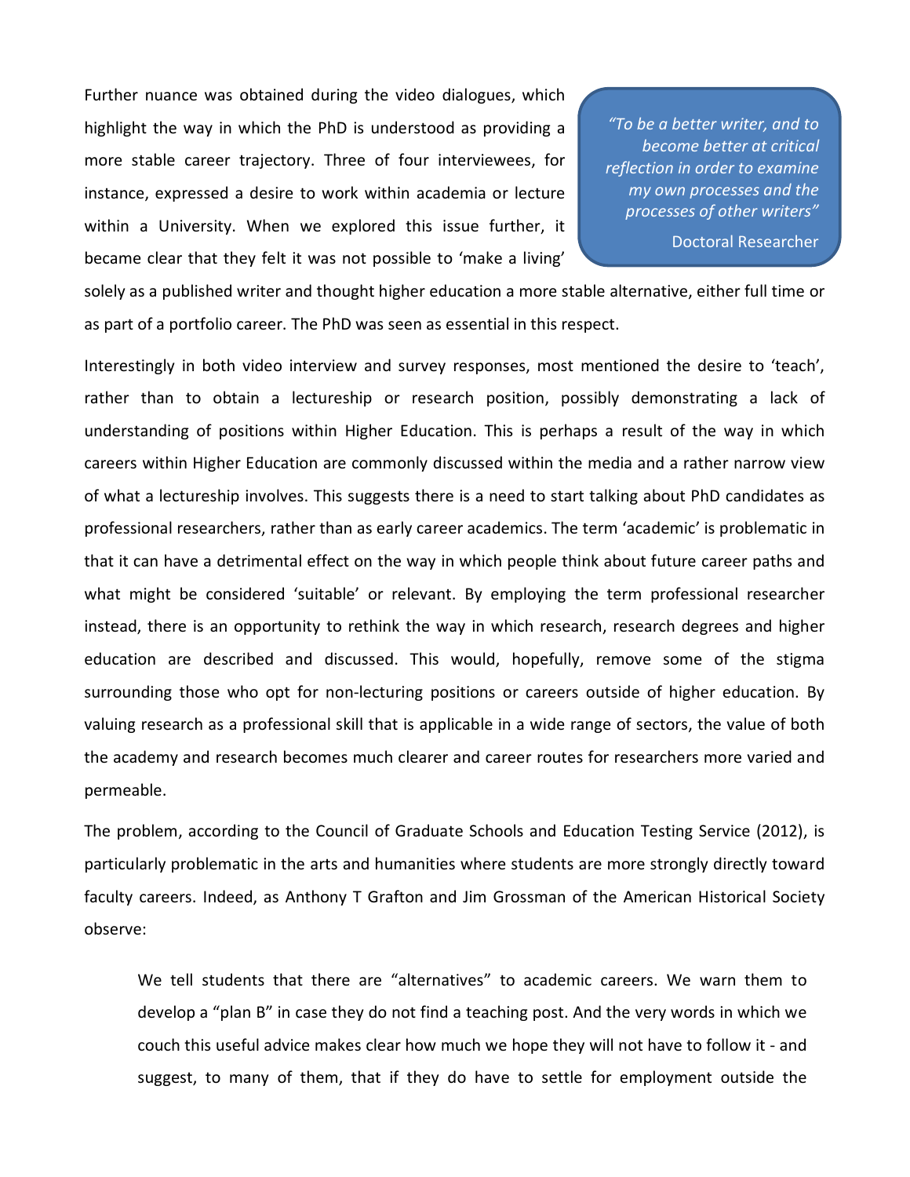Further nuance was obtained during the video dialogues, which highlight the way in which the PhD is understood as providing a more stable career trajectory. Three of four interviewees, for instance, expressed a desire to work within academia or lecture within a University. When we explored this issue further, it became clear that they felt it was not possible to 'make a living' solely as a published writer and thought higher education a more stable alternative, either full time or as part of a portfolio career. The PhD was seen as essential in this respect.

> *"To be a better writer, and to become better at critical reflection in order to examine my own processes and the processes of other writers"*
>
> Doctoral Researcher

Interestingly in both video interview and survey responses, most mentioned the desire to 'teach', rather than to obtain a lectureship or research position, possibly demonstrating a lack of understanding of positions within Higher Education. This is perhaps a result of the way in which careers within Higher Education are commonly discussed within the media and a rather narrow view of what a lectureship involves. This suggests there is a need to start talking about PhD candidates as professional researchers, rather than as early career academics. The term 'academic' is problematic in that it can have a detrimental effect on the way in which people think about future career paths and what might be considered 'suitable' or relevant. By employing the term professional researcher instead, there is an opportunity to rethink the way in which research, research degrees and higher education are described and discussed. This would, hopefully, remove some of the stigma surrounding those who opt for non-lecturing positions or careers outside of higher education. By valuing research as a professional skill that is applicable in a wide range of sectors, the value of both the academy and research becomes much clearer and career routes for researchers more varied and permeable.

The problem, according to the Council of Graduate Schools and Education Testing Service (2012), is particularly problematic in the arts and humanities where students are more strongly directly toward faculty careers. Indeed, as Anthony T Grafton and Jim Grossman of the American Historical Society observe:

> We tell students that there are "alternatives" to academic careers. We warn them to develop a "plan B" in case they do not find a teaching post. And the very words in which we couch this useful advice makes clear how much we hope they will not have to follow it - and suggest, to many of them, that if they do have to settle for employment outside the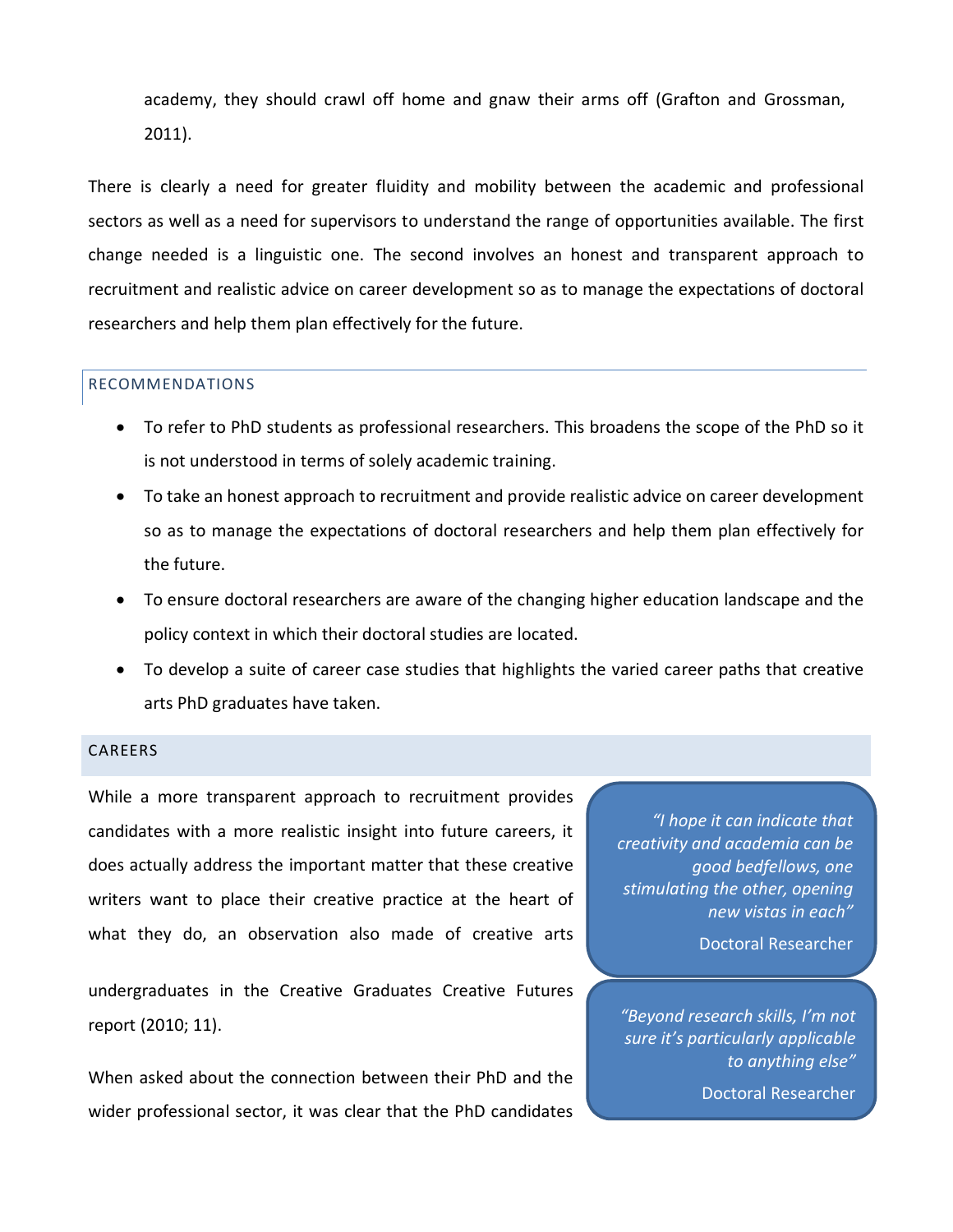> academy, they should crawl off home and gnaw their arms off (Grafton and Grossman, 2011).

There is clearly a need for greater fluidity and mobility between the academic and professional sectors as well as a need for supervisors to understand the range of opportunities available. The first change needed is a linguistic one. The second involves an honest and transparent approach to recruitment and realistic advice on career development so as to manage the expectations of doctoral researchers and help them plan effectively for the future.

## RECOMMENDATIONS

- To refer to PhD students as professional researchers. This broadens the scope of the PhD so it is not understood in terms of solely academic training.
- To take an honest approach to recruitment and provide realistic advice on career development so as to manage the expectations of doctoral researchers and help them plan effectively for the future.
- To ensure doctoral researchers are aware of the changing higher education landscape and the policy context in which their doctoral studies are located.
- To develop a suite of career case studies that highlights the varied career paths that creative arts PhD graduates have taken.

## CAREERS

While a more transparent approach to recruitment provides candidates with a more realistic insight into future careers, it does actually address the important matter that these creative writers want to place their creative practice at the heart of what they do, an observation also made of creative arts undergraduates in the Creative Graduates Creative Futures report (2010; 11).

When asked about the connection between their PhD and the wider professional sector, it was clear that the PhD candidates

> *"I hope it can indicate that creativity and academia can be good bedfellows, one stimulating the other, opening new vistas in each"*
>
> Doctoral Researcher

> *"Beyond research skills, I'm not sure it's particularly applicable to anything else"*
>
> Doctoral Researcher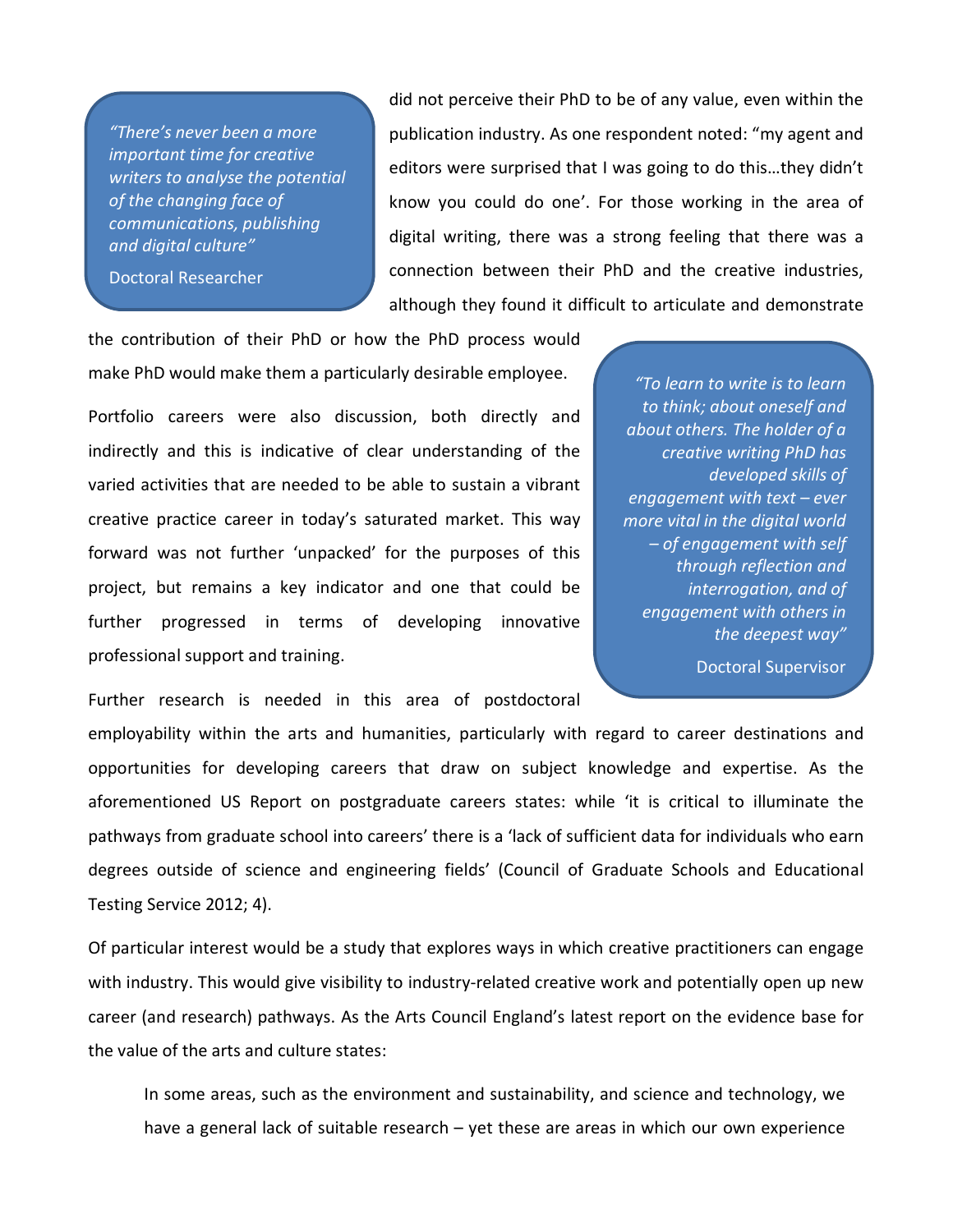> *"There's never been a more important time for creative writers to analyse the potential of the changing face of communications, publishing and digital culture"*
>
> Doctoral Researcher

did not perceive their PhD to be of any value, even within the publication industry. As one respondent noted: "my agent and editors were surprised that I was going to do this…they didn't know you could do one'. For those working in the area of digital writing, there was a strong feeling that there was a connection between their PhD and the creative industries, although they found it difficult to articulate and demonstrate the contribution of their PhD or how the PhD process would make PhD would make them a particularly desirable employee.

> *"To learn to write is to learn to think; about oneself and about others. The holder of a creative writing PhD has developed skills of engagement with text – ever more vital in the digital world – of engagement with self through reflection and interrogation, and of engagement with others in the deepest way"*
>
> Doctoral Supervisor

Portfolio careers were also discussion, both directly and indirectly and this is indicative of clear understanding of the varied activities that are needed to be able to sustain a vibrant creative practice career in today's saturated market. This way forward was not further 'unpacked' for the purposes of this project, but remains a key indicator and one that could be further progressed in terms of developing innovative professional support and training.

Further research is needed in this area of postdoctoral employability within the arts and humanities, particularly with regard to career destinations and opportunities for developing careers that draw on subject knowledge and expertise. As the aforementioned US Report on postgraduate careers states: while 'it is critical to illuminate the pathways from graduate school into careers' there is a 'lack of sufficient data for individuals who earn degrees outside of science and engineering fields' (Council of Graduate Schools and Educational Testing Service 2012; 4).

Of particular interest would be a study that explores ways in which creative practitioners can engage with industry. This would give visibility to industry-related creative work and potentially open up new career (and research) pathways. As the Arts Council England's latest report on the evidence base for the value of the arts and culture states:

> In some areas, such as the environment and sustainability, and science and technology, we have a general lack of suitable research – yet these are areas in which our own experience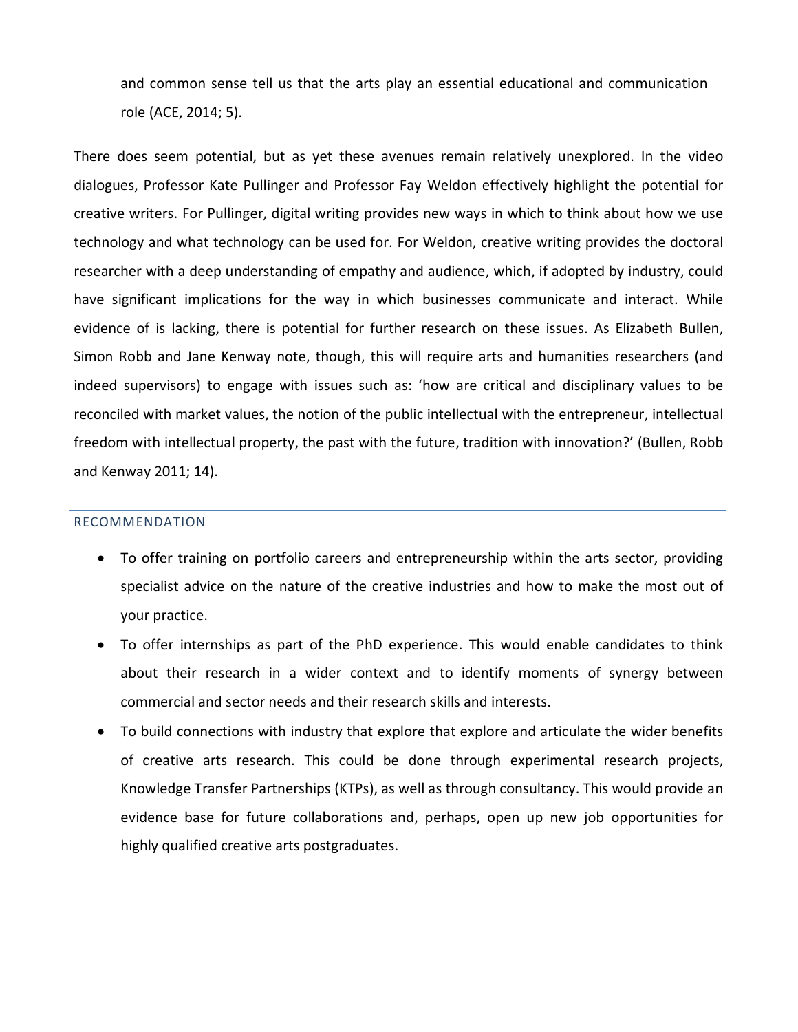and common sense tell us that the arts play an essential educational and communication role (ACE, 2014; 5).

There does seem potential, but as yet these avenues remain relatively unexplored. In the video dialogues, Professor Kate Pullinger and Professor Fay Weldon effectively highlight the potential for creative writers. For Pullinger, digital writing provides new ways in which to think about how we use technology and what technology can be used for. For Weldon, creative writing provides the doctoral researcher with a deep understanding of empathy and audience, which, if adopted by industry, could have significant implications for the way in which businesses communicate and interact. While evidence of is lacking, there is potential for further research on these issues. As Elizabeth Bullen, Simon Robb and Jane Kenway note, though, this will require arts and humanities researchers (and indeed supervisors) to engage with issues such as: 'how are critical and disciplinary values to be reconciled with market values, the notion of the public intellectual with the entrepreneur, intellectual freedom with intellectual property, the past with the future, tradition with innovation?' (Bullen, Robb and Kenway 2011; 14).

## RECOMMENDATION

- To offer training on portfolio careers and entrepreneurship within the arts sector, providing specialist advice on the nature of the creative industries and how to make the most out of your practice.
- To offer internships as part of the PhD experience. This would enable candidates to think about their research in a wider context and to identify moments of synergy between commercial and sector needs and their research skills and interests.
- To build connections with industry that explore that explore and articulate the wider benefits of creative arts research. This could be done through experimental research projects, Knowledge Transfer Partnerships (KTPs), as well as through consultancy. This would provide an evidence base for future collaborations and, perhaps, open up new job opportunities for highly qualified creative arts postgraduates.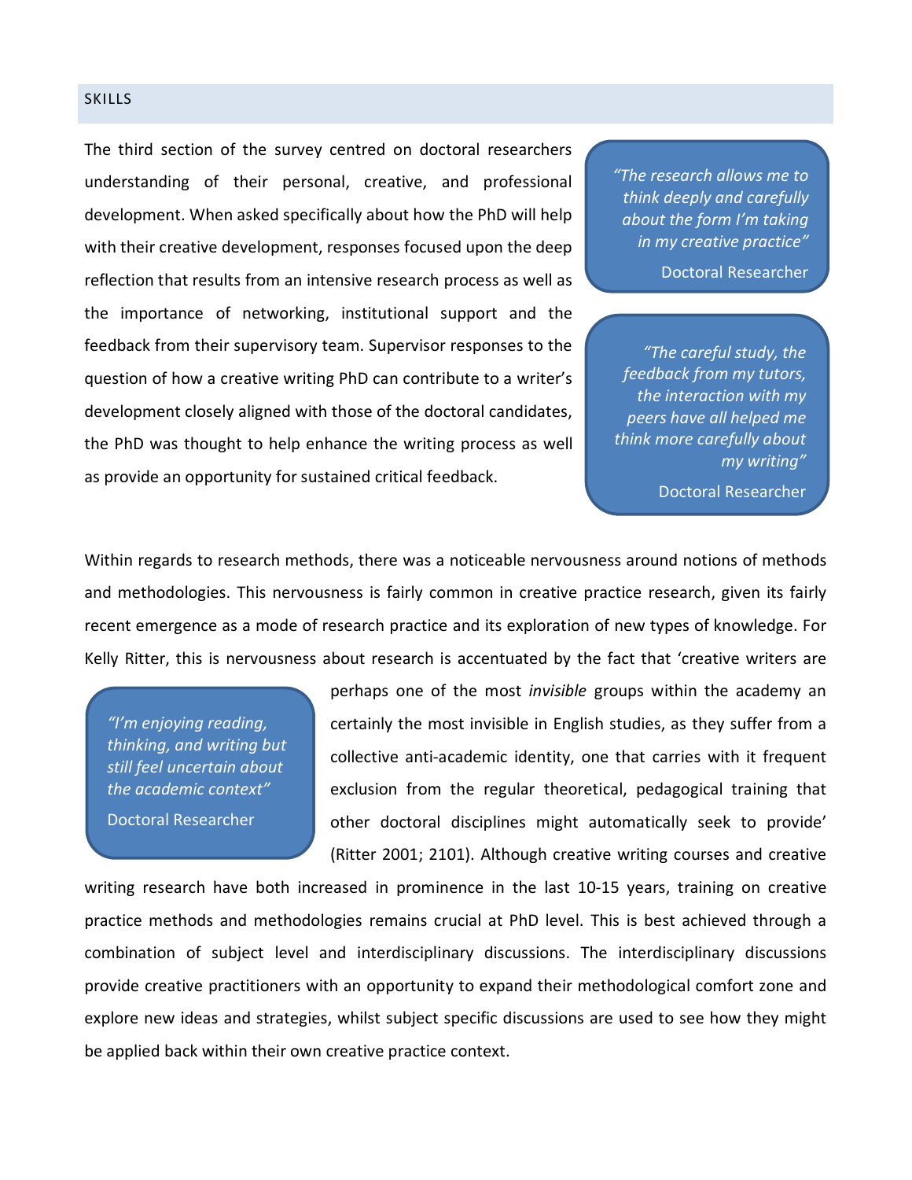## SKILLS

The third section of the survey centred on doctoral researchers understanding of their personal, creative, and professional development. When asked specifically about how the PhD will help with their creative development, responses focused upon the deep reflection that results from an intensive research process as well as the importance of networking, institutional support and the feedback from their supervisory team. Supervisor responses to the question of how a creative writing PhD can contribute to a writer's development closely aligned with those of the doctoral candidates, the PhD was thought to help enhance the writing process as well as provide an opportunity for sustained critical feedback.

> *"The research allows me to think deeply and carefully about the form I'm taking in my creative practice"*
>
> Doctoral Researcher

> *"The careful study, the feedback from my tutors, the interaction with my peers have all helped me think more carefully about my writing"*
>
> Doctoral Researcher

Within regards to research methods, there was a noticeable nervousness around notions of methods and methodologies. This nervousness is fairly common in creative practice research, given its fairly recent emergence as a mode of research practice and its exploration of new types of knowledge. For Kelly Ritter, this is nervousness about research is accentuated by the fact that 'creative writers are perhaps one of the most *invisible* groups within the academy an certainly the most invisible in English studies, as they suffer from a collective anti-academic identity, one that carries with it frequent exclusion from the regular theoretical, pedagogical training that other doctoral disciplines might automatically seek to provide' (Ritter 2001; 2101). Although creative writing courses and creative writing research have both increased in prominence in the last 10-15 years, training on creative practice methods and methodologies remains crucial at PhD level. This is best achieved through a combination of subject level and interdisciplinary discussions. The interdisciplinary discussions provide creative practitioners with an opportunity to expand their methodological comfort zone and explore new ideas and strategies, whilst subject specific discussions are used to see how they might be applied back within their own creative practice context.

> *"I'm enjoying reading, thinking, and writing but still feel uncertain about the academic context"*
>
> Doctoral Researcher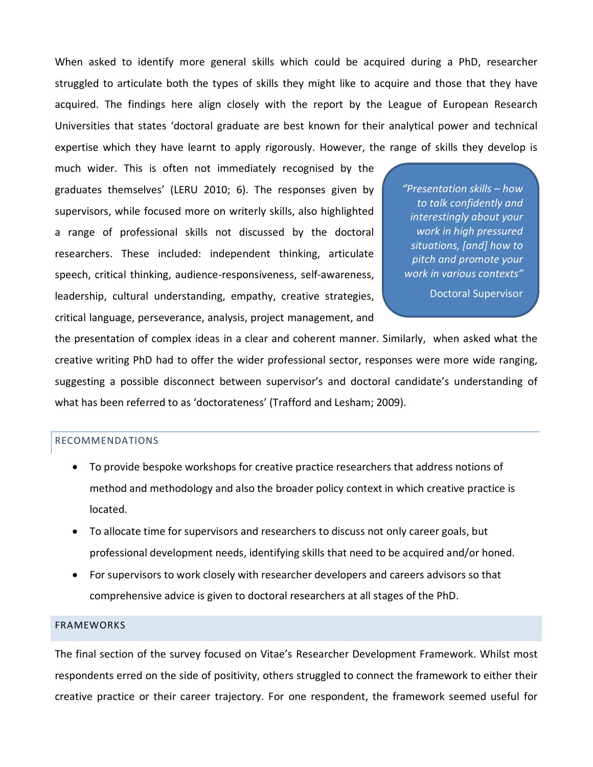When asked to identify more general skills which could be acquired during a PhD, researcher struggled to articulate both the types of skills they might like to acquire and those that they have acquired. The findings here align closely with the report by the League of European Research Universities that states 'doctoral graduate are best known for their analytical power and technical expertise which they have learnt to apply rigorously. However, the range of skills they develop is much wider. This is often not immediately recognised by the graduates themselves' (LERU 2010; 6). The responses given by supervisors, while focused more on writerly skills, also highlighted a range of professional skills not discussed by the doctoral researchers. These included: independent thinking, articulate speech, critical thinking, audience-responsiveness, self-awareness, leadership, cultural understanding, empathy, creative strategies, critical language, perseverance, analysis, project management, and the presentation of complex ideas in a clear and coherent manner. Similarly, when asked what the creative writing PhD had to offer the wider professional sector, responses were more wide ranging, suggesting a possible disconnect between supervisor's and doctoral candidate's understanding of what has been referred to as 'doctorateness' (Trafford and Lesham; 2009).

> *"Presentation skills – how to talk confidently and interestingly about your work in high pressured situations, [and] how to pitch and promote your work in various contexts"*
>
> Doctoral Supervisor

## RECOMMENDATIONS

- To provide bespoke workshops for creative practice researchers that address notions of method and methodology and also the broader policy context in which creative practice is located.
- To allocate time for supervisors and researchers to discuss not only career goals, but professional development needs, identifying skills that need to be acquired and/or honed.
- For supervisors to work closely with researcher developers and careers advisors so that comprehensive advice is given to doctoral researchers at all stages of the PhD.

## FRAMEWORKS

The final section of the survey focused on Vitae's Researcher Development Framework. Whilst most respondents erred on the side of positivity, others struggled to connect the framework to either their creative practice or their career trajectory. For one respondent, the framework seemed useful for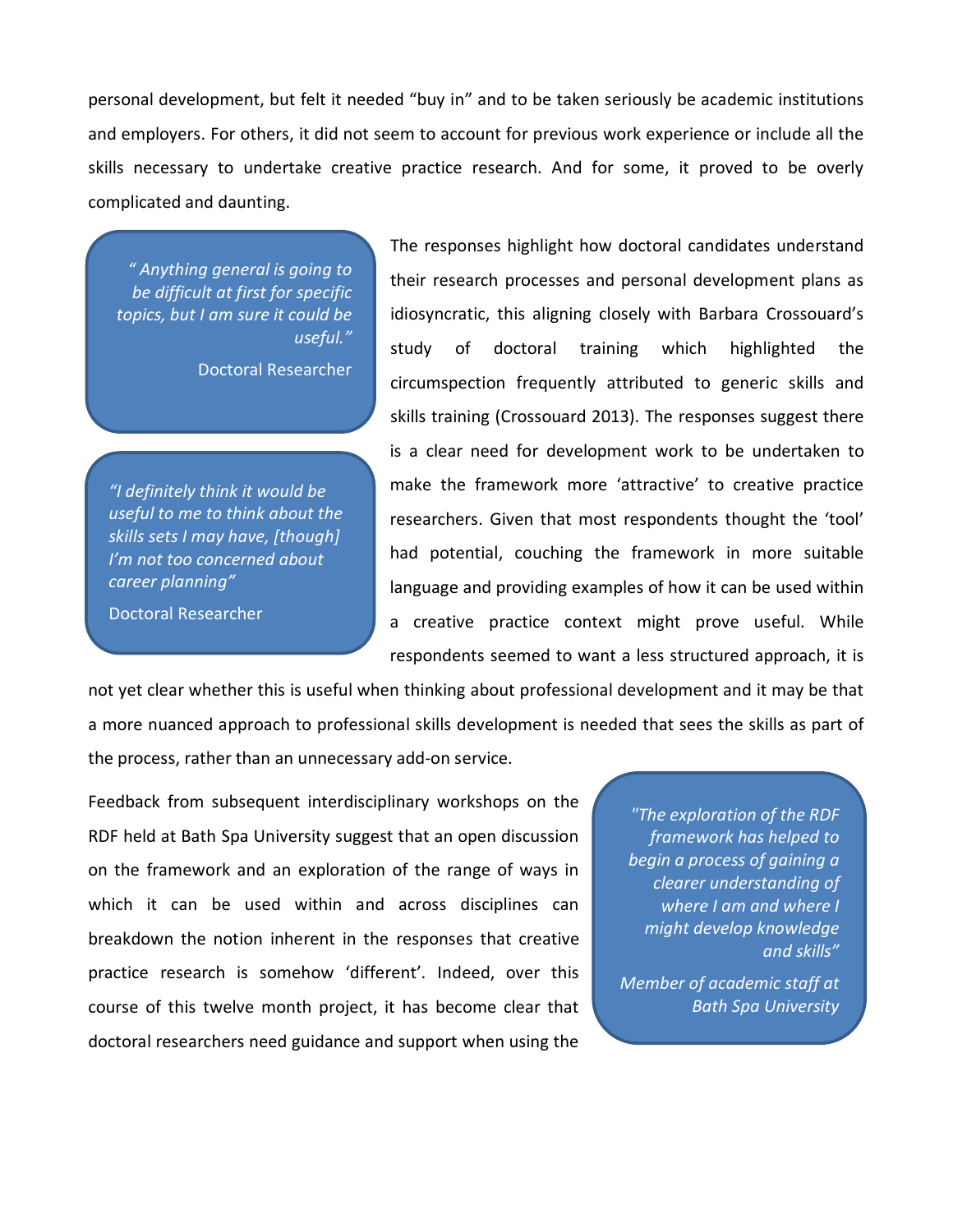personal development, but felt it needed "buy in" and to be taken seriously be academic institutions and employers. For others, it did not seem to account for previous work experience or include all the skills necessary to undertake creative practice research. And for some, it proved to be overly complicated and daunting.

> *" Anything general is going to be difficult at first for specific topics, but I am sure it could be useful."*
>
> Doctoral Researcher

> *"I definitely think it would be useful to me to think about the skills sets I may have, [though] I'm not too concerned about career planning"*
>
> Doctoral Researcher

The responses highlight how doctoral candidates understand their research processes and personal development plans as idiosyncratic, this aligning closely with Barbara Crossouard's study of doctoral training which highlighted the circumspection frequently attributed to generic skills and skills training (Crossouard 2013). The responses suggest there is a clear need for development work to be undertaken to make the framework more 'attractive' to creative practice researchers. Given that most respondents thought the 'tool' had potential, couching the framework in more suitable language and providing examples of how it can be used within a creative practice context might prove useful. While respondents seemed to want a less structured approach, it is not yet clear whether this is useful when thinking about professional development and it may be that a more nuanced approach to professional skills development is needed that sees the skills as part of the process, rather than an unnecessary add-on service.

> *"The exploration of the RDF framework has helped to begin a process of gaining a clearer understanding of where I am and where I might develop knowledge and skills"*
>
> *Member of academic staff at Bath Spa University*

Feedback from subsequent interdisciplinary workshops on the RDF held at Bath Spa University suggest that an open discussion on the framework and an exploration of the range of ways in which it can be used within and across disciplines can breakdown the notion inherent in the responses that creative practice research is somehow 'different'. Indeed, over this course of this twelve month project, it has become clear that doctoral researchers need guidance and support when using the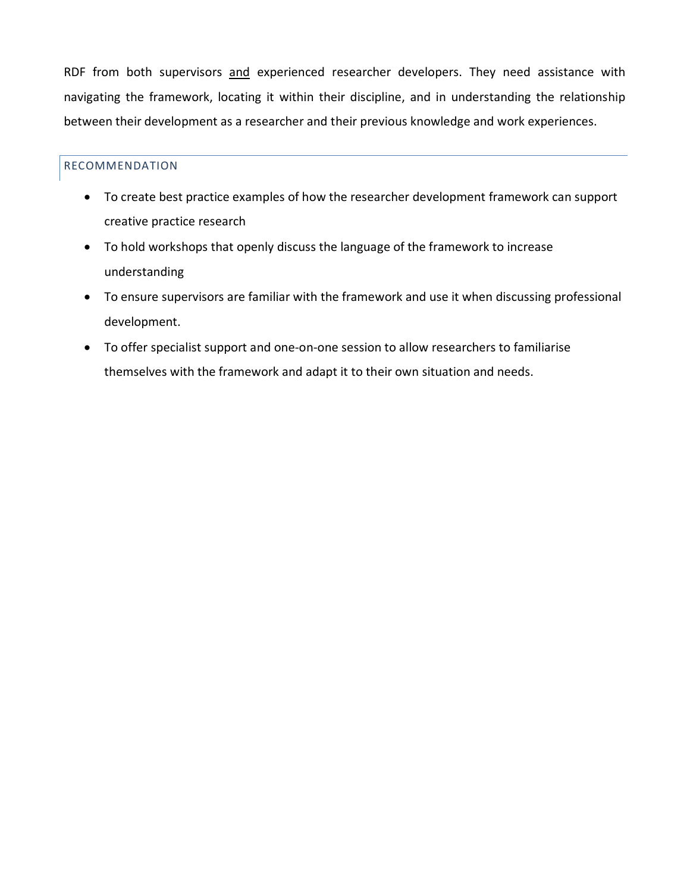RDF from both supervisors <u>and</u> experienced researcher developers. They need assistance with navigating the framework, locating it within their discipline, and in understanding the relationship between their development as a researcher and their previous knowledge and work experiences.

### RECOMMENDATION

- To create best practice examples of how the researcher development framework can support creative practice research
- To hold workshops that openly discuss the language of the framework to increase understanding
- To ensure supervisors are familiar with the framework and use it when discussing professional development.
- To offer specialist support and one-on-one session to allow researchers to familiarise themselves with the framework and adapt it to their own situation and needs.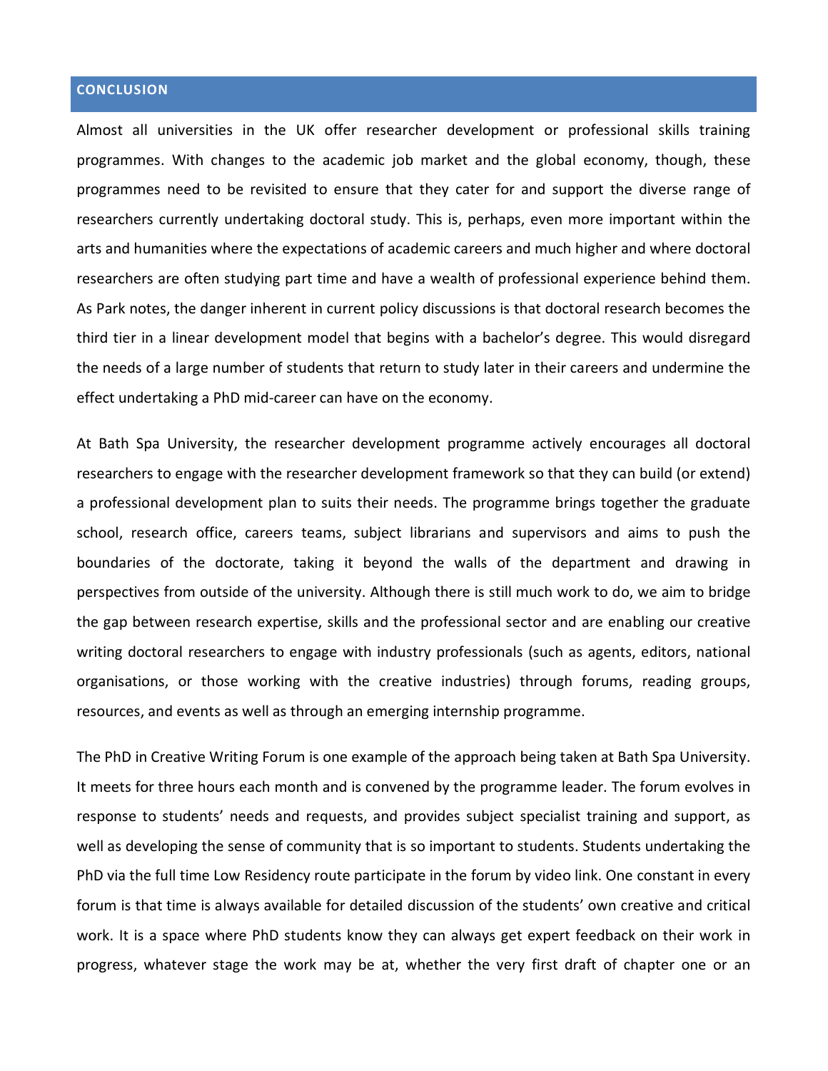## CONCLUSION

Almost all universities in the UK offer researcher development or professional skills training programmes. With changes to the academic job market and the global economy, though, these programmes need to be revisited to ensure that they cater for and support the diverse range of researchers currently undertaking doctoral study. This is, perhaps, even more important within the arts and humanities where the expectations of academic careers and much higher and where doctoral researchers are often studying part time and have a wealth of professional experience behind them. As Park notes, the danger inherent in current policy discussions is that doctoral research becomes the third tier in a linear development model that begins with a bachelor's degree. This would disregard the needs of a large number of students that return to study later in their careers and undermine the effect undertaking a PhD mid-career can have on the economy.

At Bath Spa University, the researcher development programme actively encourages all doctoral researchers to engage with the researcher development framework so that they can build (or extend) a professional development plan to suits their needs. The programme brings together the graduate school, research office, careers teams, subject librarians and supervisors and aims to push the boundaries of the doctorate, taking it beyond the walls of the department and drawing in perspectives from outside of the university. Although there is still much work to do, we aim to bridge the gap between research expertise, skills and the professional sector and are enabling our creative writing doctoral researchers to engage with industry professionals (such as agents, editors, national organisations, or those working with the creative industries) through forums, reading groups, resources, and events as well as through an emerging internship programme.

The PhD in Creative Writing Forum is one example of the approach being taken at Bath Spa University. It meets for three hours each month and is convened by the programme leader. The forum evolves in response to students' needs and requests, and provides subject specialist training and support, as well as developing the sense of community that is so important to students. Students undertaking the PhD via the full time Low Residency route participate in the forum by video link. One constant in every forum is that time is always available for detailed discussion of the students' own creative and critical work. It is a space where PhD students know they can always get expert feedback on their work in progress, whatever stage the work may be at, whether the very first draft of chapter one or an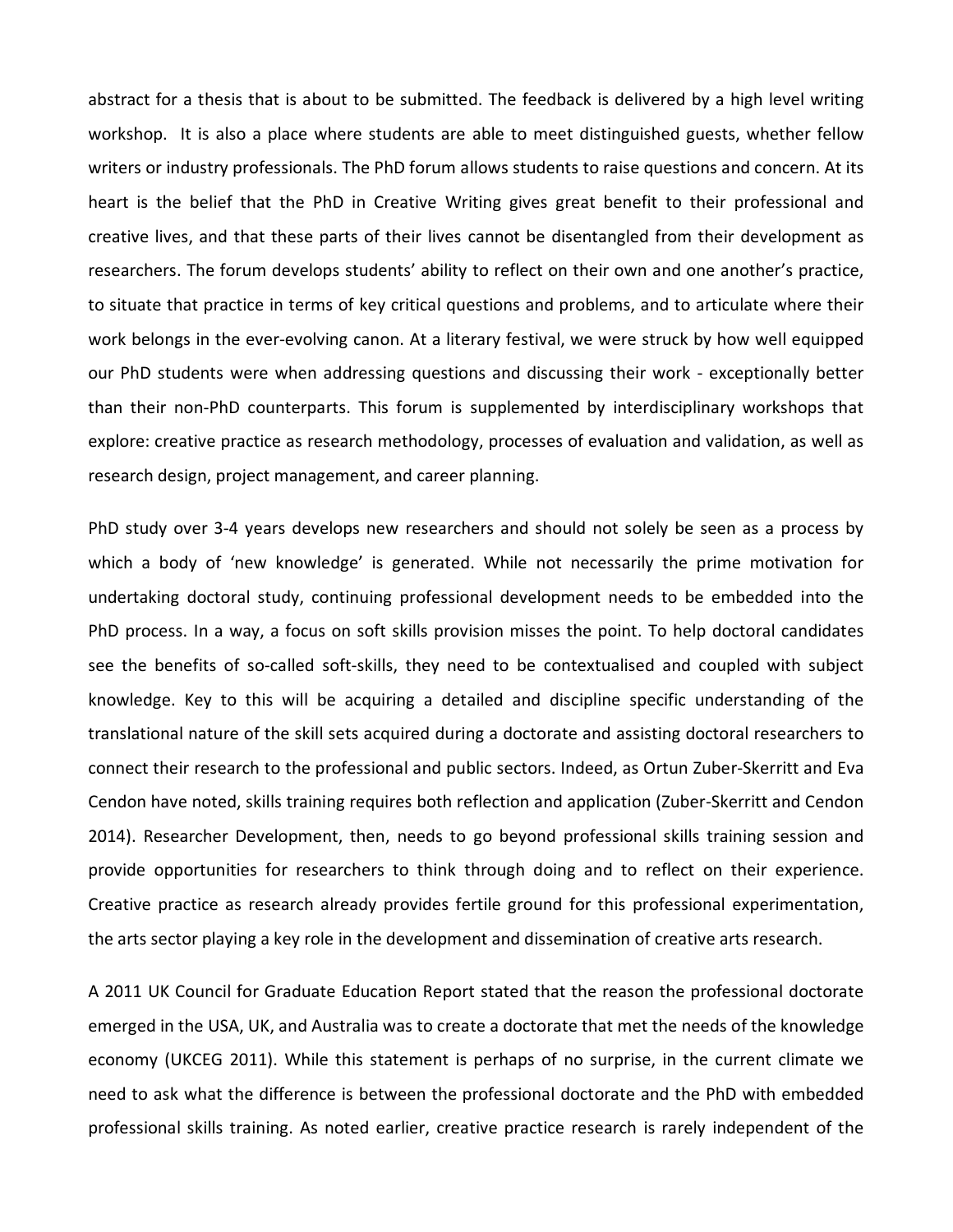abstract for a thesis that is about to be submitted. The feedback is delivered by a high level writing workshop. It is also a place where students are able to meet distinguished guests, whether fellow writers or industry professionals. The PhD forum allows students to raise questions and concern. At its heart is the belief that the PhD in Creative Writing gives great benefit to their professional and creative lives, and that these parts of their lives cannot be disentangled from their development as researchers. The forum develops students' ability to reflect on their own and one another's practice, to situate that practice in terms of key critical questions and problems, and to articulate where their work belongs in the ever-evolving canon. At a literary festival, we were struck by how well equipped our PhD students were when addressing questions and discussing their work - exceptionally better than their non-PhD counterparts. This forum is supplemented by interdisciplinary workshops that explore: creative practice as research methodology, processes of evaluation and validation, as well as research design, project management, and career planning.

PhD study over 3-4 years develops new researchers and should not solely be seen as a process by which a body of 'new knowledge' is generated. While not necessarily the prime motivation for undertaking doctoral study, continuing professional development needs to be embedded into the PhD process. In a way, a focus on soft skills provision misses the point. To help doctoral candidates see the benefits of so-called soft-skills, they need to be contextualised and coupled with subject knowledge. Key to this will be acquiring a detailed and discipline specific understanding of the translational nature of the skill sets acquired during a doctorate and assisting doctoral researchers to connect their research to the professional and public sectors. Indeed, as Ortun Zuber-Skerritt and Eva Cendon have noted, skills training requires both reflection and application (Zuber-Skerritt and Cendon 2014). Researcher Development, then, needs to go beyond professional skills training session and provide opportunities for researchers to think through doing and to reflect on their experience. Creative practice as research already provides fertile ground for this professional experimentation, the arts sector playing a key role in the development and dissemination of creative arts research.

A 2011 UK Council for Graduate Education Report stated that the reason the professional doctorate emerged in the USA, UK, and Australia was to create a doctorate that met the needs of the knowledge economy (UKCEG 2011). While this statement is perhaps of no surprise, in the current climate we need to ask what the difference is between the professional doctorate and the PhD with embedded professional skills training. As noted earlier, creative practice research is rarely independent of the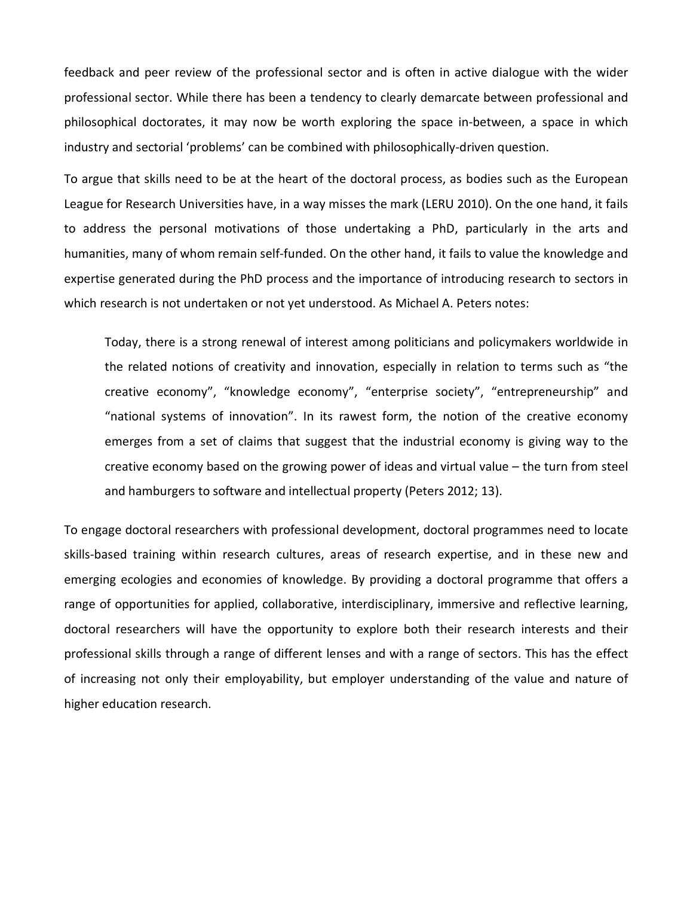feedback and peer review of the professional sector and is often in active dialogue with the wider professional sector. While there has been a tendency to clearly demarcate between professional and philosophical doctorates, it may now be worth exploring the space in-between, a space in which industry and sectorial 'problems' can be combined with philosophically-driven question.

To argue that skills need to be at the heart of the doctoral process, as bodies such as the European League for Research Universities have, in a way misses the mark (LERU 2010). On the one hand, it fails to address the personal motivations of those undertaking a PhD, particularly in the arts and humanities, many of whom remain self-funded. On the other hand, it fails to value the knowledge and expertise generated during the PhD process and the importance of introducing research to sectors in which research is not undertaken or not yet understood. As Michael A. Peters notes:

> Today, there is a strong renewal of interest among politicians and policymakers worldwide in the related notions of creativity and innovation, especially in relation to terms such as "the creative economy", "knowledge economy", "enterprise society", "entrepreneurship" and "national systems of innovation". In its rawest form, the notion of the creative economy emerges from a set of claims that suggest that the industrial economy is giving way to the creative economy based on the growing power of ideas and virtual value – the turn from steel and hamburgers to software and intellectual property (Peters 2012; 13).

To engage doctoral researchers with professional development, doctoral programmes need to locate skills-based training within research cultures, areas of research expertise, and in these new and emerging ecologies and economies of knowledge. By providing a doctoral programme that offers a range of opportunities for applied, collaborative, interdisciplinary, immersive and reflective learning, doctoral researchers will have the opportunity to explore both their research interests and their professional skills through a range of different lenses and with a range of sectors. This has the effect of increasing not only their employability, but employer understanding of the value and nature of higher education research.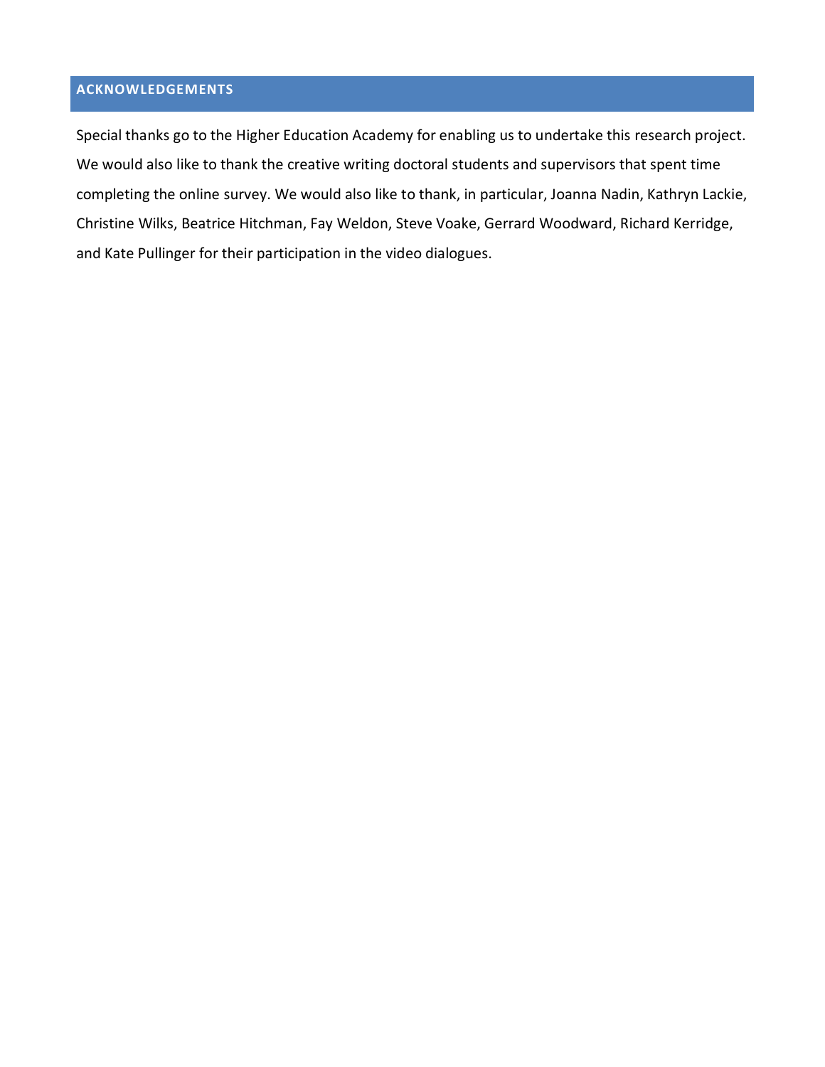## ACKNOWLEDGEMENTS

Special thanks go to the Higher Education Academy for enabling us to undertake this research project. We would also like to thank the creative writing doctoral students and supervisors that spent time completing the online survey. We would also like to thank, in particular, Joanna Nadin, Kathryn Lackie, Christine Wilks, Beatrice Hitchman, Fay Weldon, Steve Voake, Gerrard Woodward, Richard Kerridge, and Kate Pullinger for their participation in the video dialogues.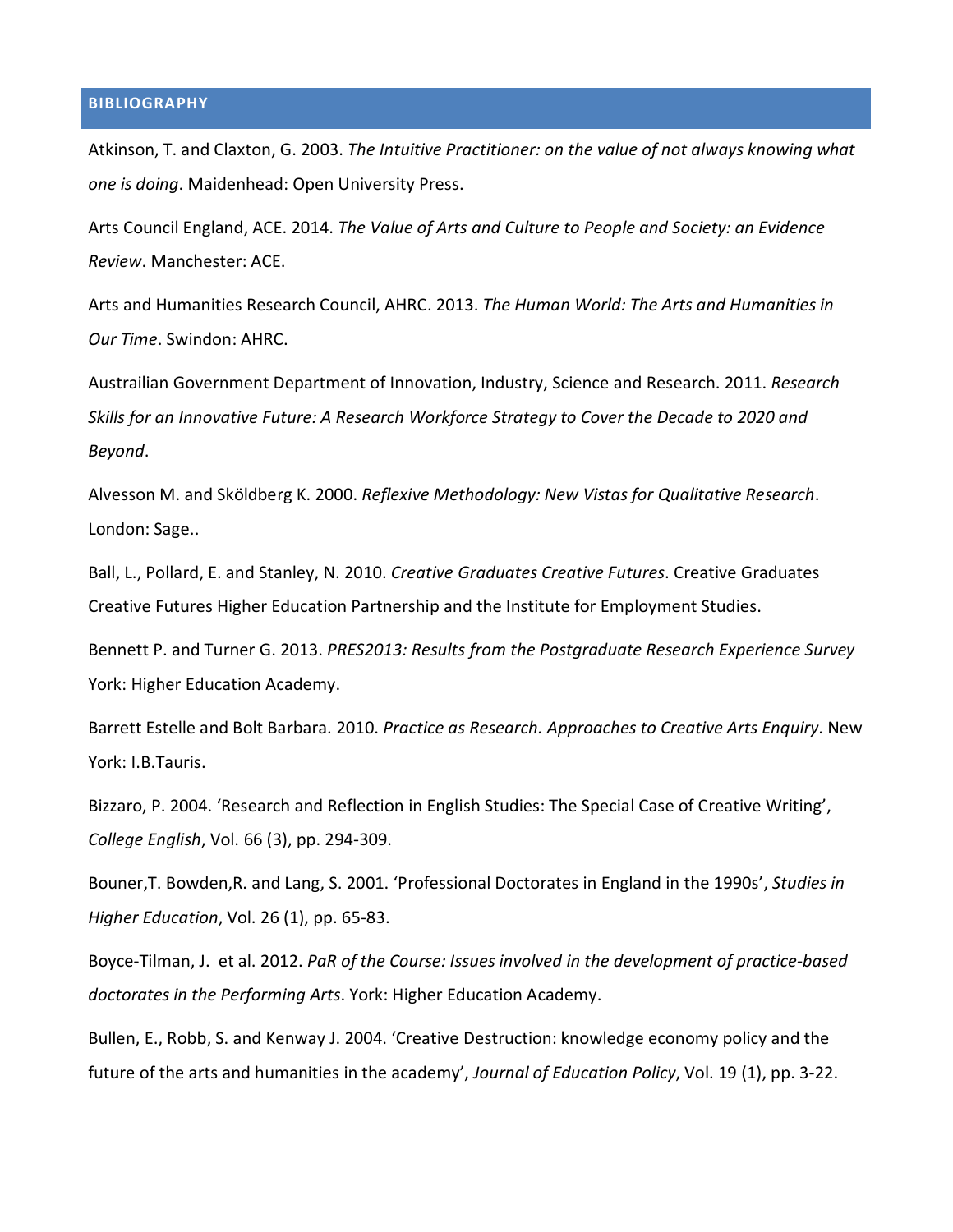## BIBLIOGRAPHY

Atkinson, T. and Claxton, G. 2003. *The Intuitive Practitioner: on the value of not always knowing what one is doing*. Maidenhead: Open University Press.

Arts Council England, ACE. 2014. *The Value of Arts and Culture to People and Society: an Evidence Review*. Manchester: ACE.

Arts and Humanities Research Council, AHRC. 2013. *The Human World: The Arts and Humanities in Our Time*. Swindon: AHRC.

Austrailian Government Department of Innovation, Industry, Science and Research. 2011. *Research Skills for an Innovative Future: A Research Workforce Strategy to Cover the Decade to 2020 and Beyond*.

Alvesson M. and Sköldberg K. 2000. *Reflexive Methodology: New Vistas for Qualitative Research*. London: Sage..

Ball, L., Pollard, E. and Stanley, N. 2010. *Creative Graduates Creative Futures*. Creative Graduates Creative Futures Higher Education Partnership and the Institute for Employment Studies.

Bennett P. and Turner G. 2013. *PRES2013: Results from the Postgraduate Research Experience Survey* York: Higher Education Academy.

Barrett Estelle and Bolt Barbara. 2010. *Practice as Research. Approaches to Creative Arts Enquiry*. New York: I.B.Tauris.

Bizzaro, P. 2004. 'Research and Reflection in English Studies: The Special Case of Creative Writing', *College English*, Vol. 66 (3), pp. 294-309.

Bouner,T. Bowden,R. and Lang, S. 2001. 'Professional Doctorates in England in the 1990s', *Studies in Higher Education*, Vol. 26 (1), pp. 65-83.

Boyce-Tilman, J. et al. 2012. *PaR of the Course: Issues involved in the development of practice-based doctorates in the Performing Arts*. York: Higher Education Academy.

Bullen, E., Robb, S. and Kenway J. 2004. 'Creative Destruction: knowledge economy policy and the future of the arts and humanities in the academy', *Journal of Education Policy*, Vol. 19 (1), pp. 3-22.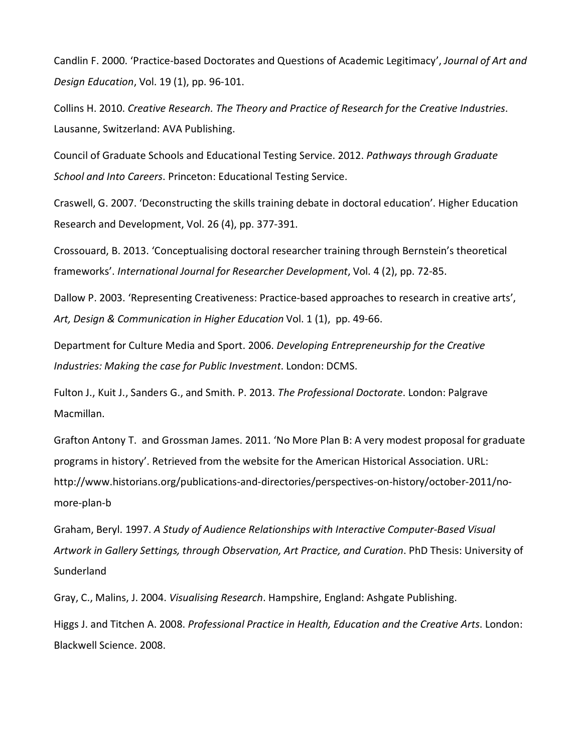Candlin F. 2000. 'Practice-based Doctorates and Questions of Academic Legitimacy', *Journal of Art and Design Education*, Vol. 19 (1), pp. 96-101.

Collins H. 2010. *Creative Research. The Theory and Practice of Research for the Creative Industries*. Lausanne, Switzerland: AVA Publishing.

Council of Graduate Schools and Educational Testing Service. 2012. *Pathways through Graduate School and Into Careers*. Princeton: Educational Testing Service.

Craswell, G. 2007. 'Deconstructing the skills training debate in doctoral education'. Higher Education Research and Development, Vol. 26 (4), pp. 377-391.

Crossouard, B. 2013. 'Conceptualising doctoral researcher training through Bernstein's theoretical frameworks'. *International Journal for Researcher Development*, Vol. 4 (2), pp. 72-85.

Dallow P. 2003. 'Representing Creativeness: Practice-based approaches to research in creative arts', *Art, Design & Communication in Higher Education* Vol. 1 (1), pp. 49-66.

Department for Culture Media and Sport. 2006. *Developing Entrepreneurship for the Creative Industries: Making the case for Public Investment*. London: DCMS.

Fulton J., Kuit J., Sanders G., and Smith. P. 2013. *The Professional Doctorate*. London: Palgrave Macmillan.

Grafton Antony T. and Grossman James. 2011. 'No More Plan B: A very modest proposal for graduate programs in history'. Retrieved from the website for the American Historical Association. URL: http://www.historians.org/publications-and-directories/perspectives-on-history/october-2011/no-more-plan-b

Graham, Beryl. 1997. *A Study of Audience Relationships with Interactive Computer-Based Visual Artwork in Gallery Settings, through Observation, Art Practice, and Curation*. PhD Thesis: University of Sunderland

Gray, C., Malins, J. 2004. *Visualising Research*. Hampshire, England: Ashgate Publishing.

Higgs J. and Titchen A. 2008. *Professional Practice in Health, Education and the Creative Arts*. London: Blackwell Science. 2008.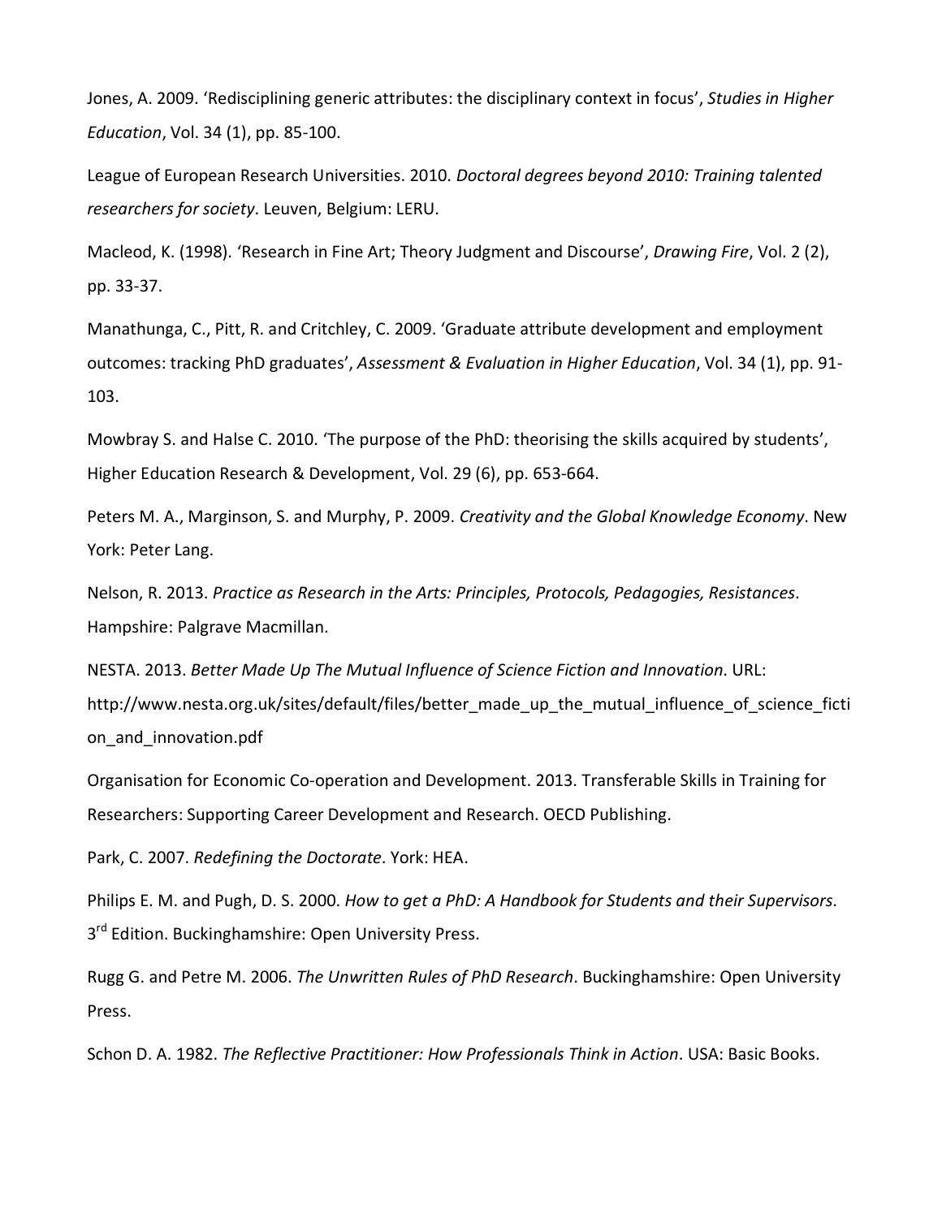Jones, A. 2009. 'Redisciplining generic attributes: the disciplinary context in focus', *Studies in Higher Education*, Vol. 34 (1), pp. 85-100.

League of European Research Universities. 2010. *Doctoral degrees beyond 2010: Training talented researchers for society*. Leuven, Belgium: LERU.

Macleod, K. (1998). 'Research in Fine Art; Theory Judgment and Discourse', *Drawing Fire*, Vol. 2 (2), pp. 33-37.

Manathunga, C., Pitt, R. and Critchley, C. 2009. 'Graduate attribute development and employment outcomes: tracking PhD graduates', *Assessment & Evaluation in Higher Education*, Vol. 34 (1), pp. 91-103.

Mowbray S. and Halse C. 2010. 'The purpose of the PhD: theorising the skills acquired by students', Higher Education Research & Development, Vol. 29 (6), pp. 653-664.

Peters M. A., Marginson, S. and Murphy, P. 2009. *Creativity and the Global Knowledge Economy*. New York: Peter Lang.

Nelson, R. 2013. *Practice as Research in the Arts: Principles, Protocols, Pedagogies, Resistances*. Hampshire: Palgrave Macmillan.

NESTA. 2013. *Better Made Up The Mutual Influence of Science Fiction and Innovation*. URL: http://www.nesta.org.uk/sites/default/files/better_made_up_the_mutual_influence_of_science_fiction_and_innovation.pdf

Organisation for Economic Co-operation and Development. 2013. Transferable Skills in Training for Researchers: Supporting Career Development and Research. OECD Publishing.

Park, C. 2007. *Redefining the Doctorate*. York: HEA.

Philips E. M. and Pugh, D. S. 2000. *How to get a PhD: A Handbook for Students and their Supervisors*. 3rd Edition. Buckinghamshire: Open University Press.

Rugg G. and Petre M. 2006. *The Unwritten Rules of PhD Research*. Buckinghamshire: Open University Press.

Schon D. A. 1982. *The Reflective Practitioner: How Professionals Think in Action*. USA: Basic Books.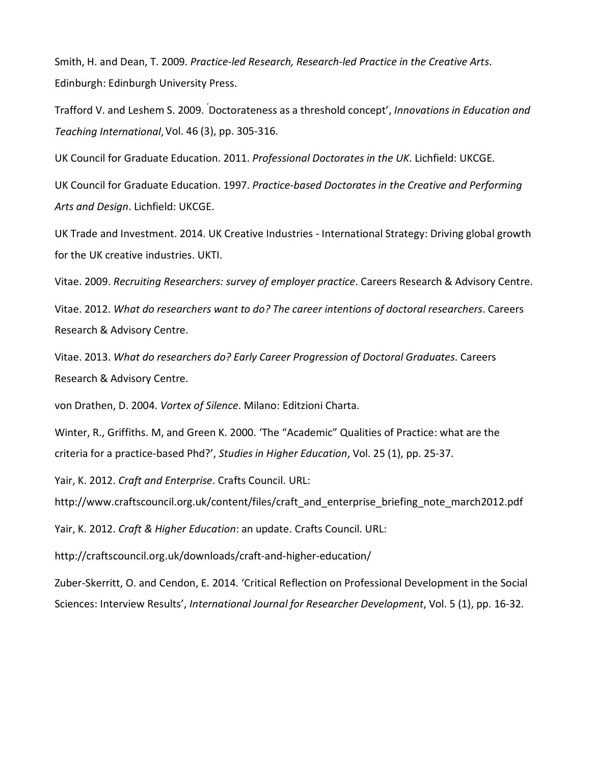Smith, H. and Dean, T. 2009. *Practice-led Research, Research-led Practice in the Creative Arts*. Edinburgh: Edinburgh University Press.

Trafford V. and Leshem S. 2009. ʹDoctorateness as a threshold concept', *Innovations in Education and Teaching International*, Vol. 46 (3), pp. 305-316.

UK Council for Graduate Education. 2011. *Professional Doctorates in the UK*. Lichfield: UKCGE.

UK Council for Graduate Education. 1997. *Practice-based Doctorates in the Creative and Performing Arts and Design*. Lichfield: UKCGE.

UK Trade and Investment. 2014. UK Creative Industries - International Strategy: Driving global growth for the UK creative industries. UKTI.

Vitae. 2009. *Recruiting Researchers: survey of employer practice*. Careers Research & Advisory Centre.

Vitae. 2012. *What do researchers want to do? The career intentions of doctoral researchers*. Careers Research & Advisory Centre.

Vitae. 2013. *What do researchers do? Early Career Progression of Doctoral Graduates*. Careers Research & Advisory Centre.

von Drathen, D. 2004. *Vortex of Silence*. Milano: Editzioni Charta.

Winter, R., Griffiths. M, and Green K. 2000. 'The "Academic" Qualities of Practice: what are the criteria for a practice-based Phd?', *Studies in Higher Education*, Vol. 25 (1), pp. 25-37.

Yair, K. 2012. *Craft and Enterprise*. Crafts Council. URL: http://www.craftscouncil.org.uk/content/files/craft_and_enterprise_briefing_note_march2012.pdf

Yair, K. 2012. *Craft & Higher Education*: an update. Crafts Council. URL:

http://craftscouncil.org.uk/downloads/craft-and-higher-education/

Zuber-Skerritt, O. and Cendon, E. 2014. 'Critical Reflection on Professional Development in the Social Sciences: Interview Results', *International Journal for Researcher Development*, Vol. 5 (1), pp. 16-32.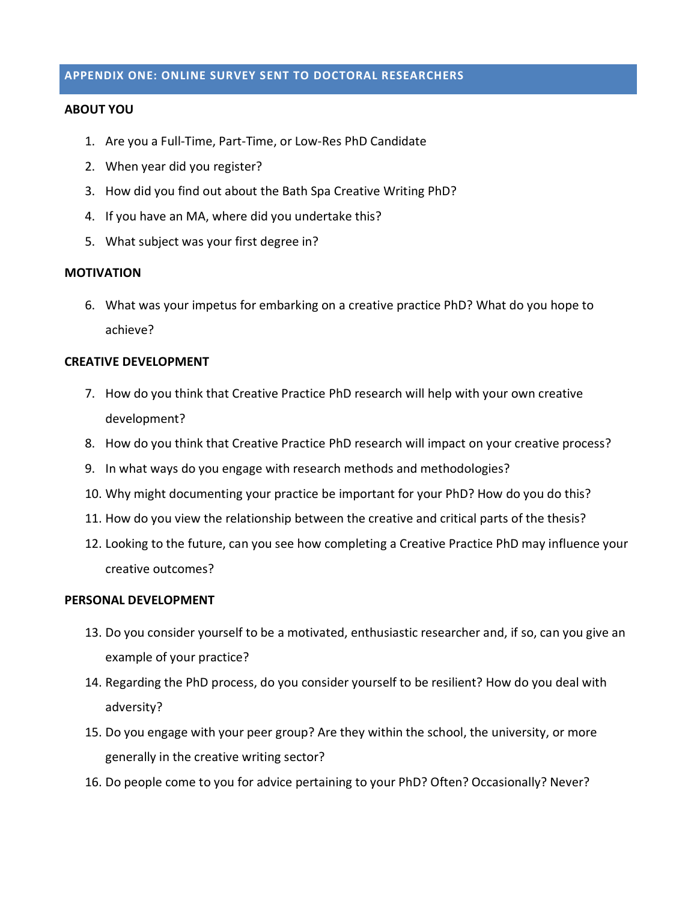## APPENDIX ONE: ONLINE SURVEY SENT TO DOCTORAL RESEARCHERS

### ABOUT YOU

1. Are you a Full-Time, Part-Time, or Low-Res PhD Candidate
2. When year did you register?
3. How did you find out about the Bath Spa Creative Writing PhD?
4. If you have an MA, where did you undertake this?
5. What subject was your first degree in?

### MOTIVATION

6. What was your impetus for embarking on a creative practice PhD? What do you hope to achieve?

### CREATIVE DEVELOPMENT

7. How do you think that Creative Practice PhD research will help with your own creative development?
8. How do you think that Creative Practice PhD research will impact on your creative process?
9. In what ways do you engage with research methods and methodologies?
10. Why might documenting your practice be important for your PhD? How do you do this?
11. How do you view the relationship between the creative and critical parts of the thesis?
12. Looking to the future, can you see how completing a Creative Practice PhD may influence your creative outcomes?

### PERSONAL DEVELOPMENT

13. Do you consider yourself to be a motivated, enthusiastic researcher and, if so, can you give an example of your practice?
14. Regarding the PhD process, do you consider yourself to be resilient? How do you deal with adversity?
15. Do you engage with your peer group? Are they within the school, the university, or more generally in the creative writing sector?
16. Do people come to you for advice pertaining to your PhD? Often? Occasionally? Never?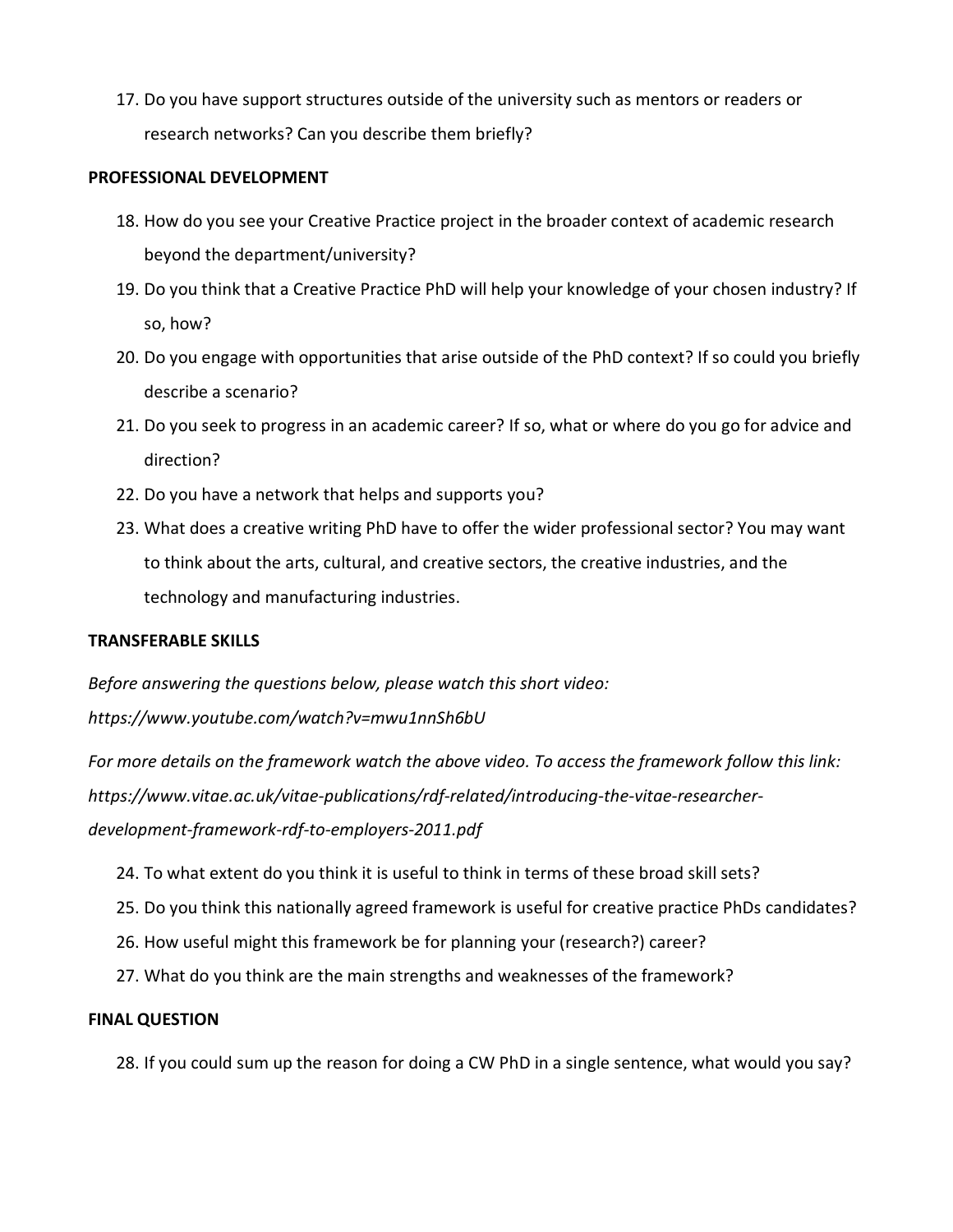17. Do you have support structures outside of the university such as mentors or readers or research networks? Can you describe them briefly?

**PROFESSIONAL DEVELOPMENT**

18. How do you see your Creative Practice project in the broader context of academic research beyond the department/university?
19. Do you think that a Creative Practice PhD will help your knowledge of your chosen industry? If so, how?
20. Do you engage with opportunities that arise outside of the PhD context? If so could you briefly describe a scenario?
21. Do you seek to progress in an academic career? If so, what or where do you go for advice and direction?
22. Do you have a network that helps and supports you?
23. What does a creative writing PhD have to offer the wider professional sector? You may want to think about the arts, cultural, and creative sectors, the creative industries, and the technology and manufacturing industries.

**TRANSFERABLE SKILLS**

*Before answering the questions below, please watch this short video: https://www.youtube.com/watch?v=mwu1nnSh6bU*

*For more details on the framework watch the above video. To access the framework follow this link: https://www.vitae.ac.uk/vitae-publications/rdf-related/introducing-the-vitae-researcher-development-framework-rdf-to-employers-2011.pdf*

24. To what extent do you think it is useful to think in terms of these broad skill sets?
25. Do you think this nationally agreed framework is useful for creative practice PhDs candidates?
26. How useful might this framework be for planning your (research?) career?
27. What do you think are the main strengths and weaknesses of the framework?

**FINAL QUESTION**

28. If you could sum up the reason for doing a CW PhD in a single sentence, what would you say?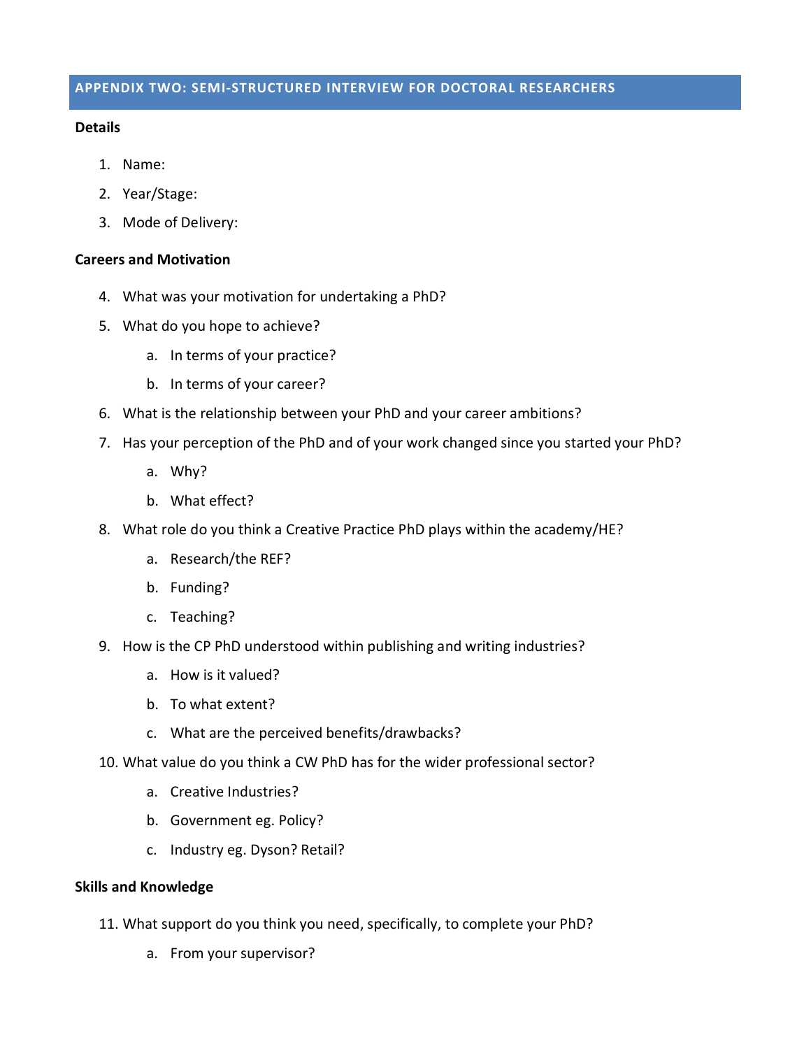## APPENDIX TWO: SEMI-STRUCTURED INTERVIEW FOR DOCTORAL RESEARCHERS

**Details**

1. Name:
2. Year/Stage:
3. Mode of Delivery:

**Careers and Motivation**

4. What was your motivation for undertaking a PhD?
5. What do you hope to achieve?
    a. In terms of your practice?
    b. In terms of your career?
6. What is the relationship between your PhD and your career ambitions?
7. Has your perception of the PhD and of your work changed since you started your PhD?
    a. Why?
    b. What effect?
8. What role do you think a Creative Practice PhD plays within the academy/HE?
    a. Research/the REF?
    b. Funding?
    c. Teaching?
9. How is the CP PhD understood within publishing and writing industries?
    a. How is it valued?
    b. To what extent?
    c. What are the perceived benefits/drawbacks?
10. What value do you think a CW PhD has for the wider professional sector?
    a. Creative Industries?
    b. Government eg. Policy?
    c. Industry eg. Dyson? Retail?

**Skills and Knowledge**

11. What support do you think you need, specifically, to complete your PhD?
    a. From your supervisor?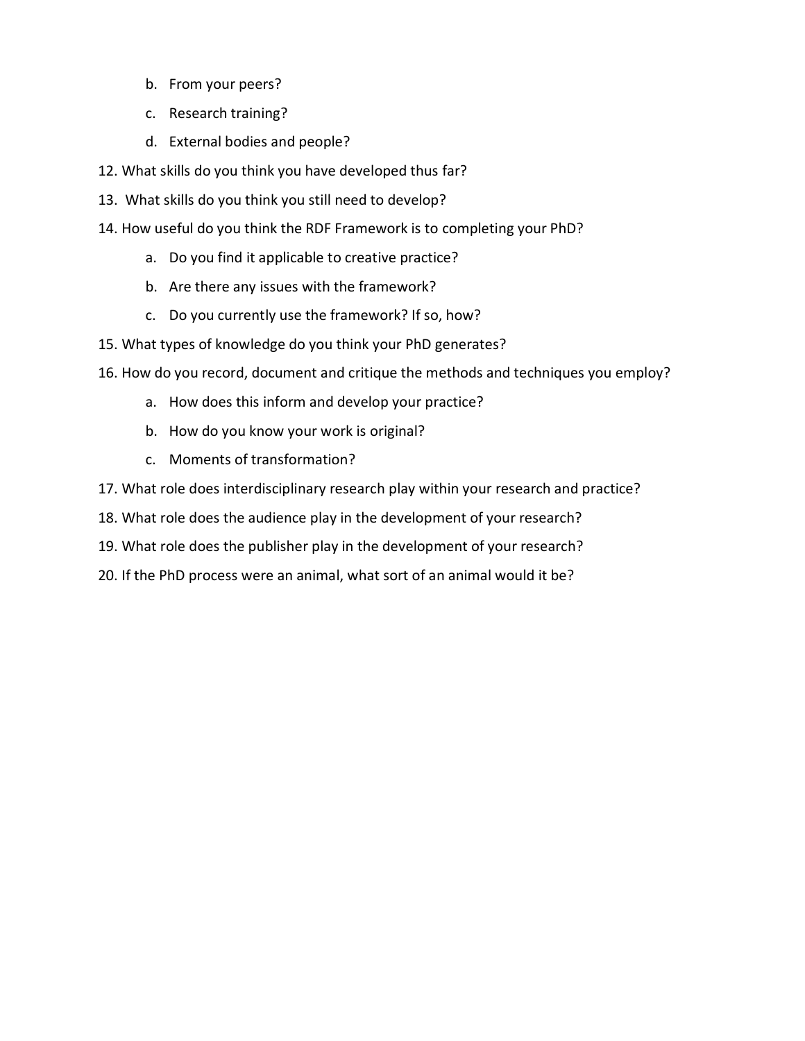b. From your peers?
   c. Research training?
   d. External bodies and people?
12. What skills do you think you have developed thus far?
13. What skills do you think you still need to develop?
14. How useful do you think the RDF Framework is to completing your PhD?
   a. Do you find it applicable to creative practice?
   b. Are there any issues with the framework?
   c. Do you currently use the framework? If so, how?
15. What types of knowledge do you think your PhD generates?
16. How do you record, document and critique the methods and techniques you employ?
   a. How does this inform and develop your practice?
   b. How do you know your work is original?
   c. Moments of transformation?
17. What role does interdisciplinary research play within your research and practice?
18. What role does the audience play in the development of your research?
19. What role does the publisher play in the development of your research?
20. If the PhD process were an animal, what sort of an animal would it be?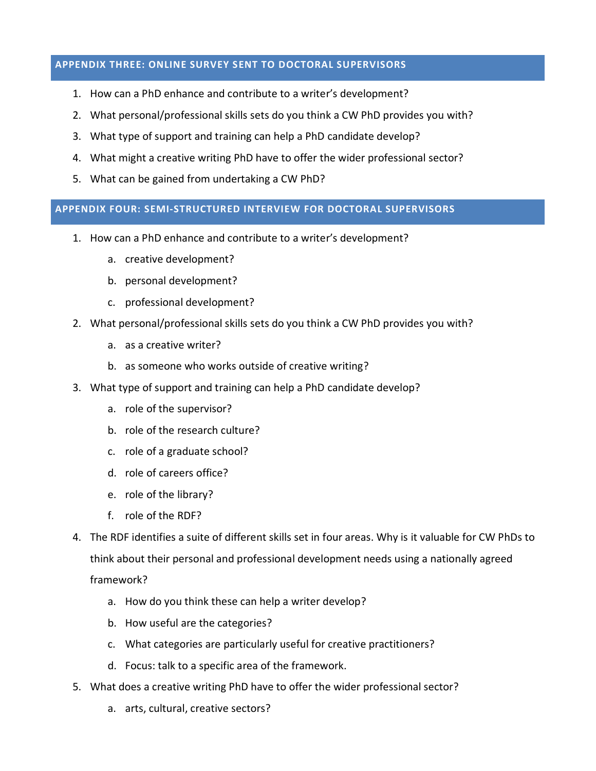## APPENDIX THREE: ONLINE SURVEY SENT TO DOCTORAL SUPERVISORS

1. How can a PhD enhance and contribute to a writer's development?
2. What personal/professional skills sets do you think a CW PhD provides you with?
3. What type of support and training can help a PhD candidate develop?
4. What might a creative writing PhD have to offer the wider professional sector?
5. What can be gained from undertaking a CW PhD?

## APPENDIX FOUR: SEMI-STRUCTURED INTERVIEW FOR DOCTORAL SUPERVISORS

1. How can a PhD enhance and contribute to a writer's development?
   a. creative development?
   b. personal development?
   c. professional development?
2. What personal/professional skills sets do you think a CW PhD provides you with?
   a. as a creative writer?
   b. as someone who works outside of creative writing?
3. What type of support and training can help a PhD candidate develop?
   a. role of the supervisor?
   b. role of the research culture?
   c. role of a graduate school?
   d. role of careers office?
   e. role of the library?
   f. role of the RDF?
4. The RDF identifies a suite of different skills set in four areas. Why is it valuable for CW PhDs to think about their personal and professional development needs using a nationally agreed framework?
   a. How do you think these can help a writer develop?
   b. How useful are the categories?
   c. What categories are particularly useful for creative practitioners?
   d. Focus: talk to a specific area of the framework.
5. What does a creative writing PhD have to offer the wider professional sector?
   a. arts, cultural, creative sectors?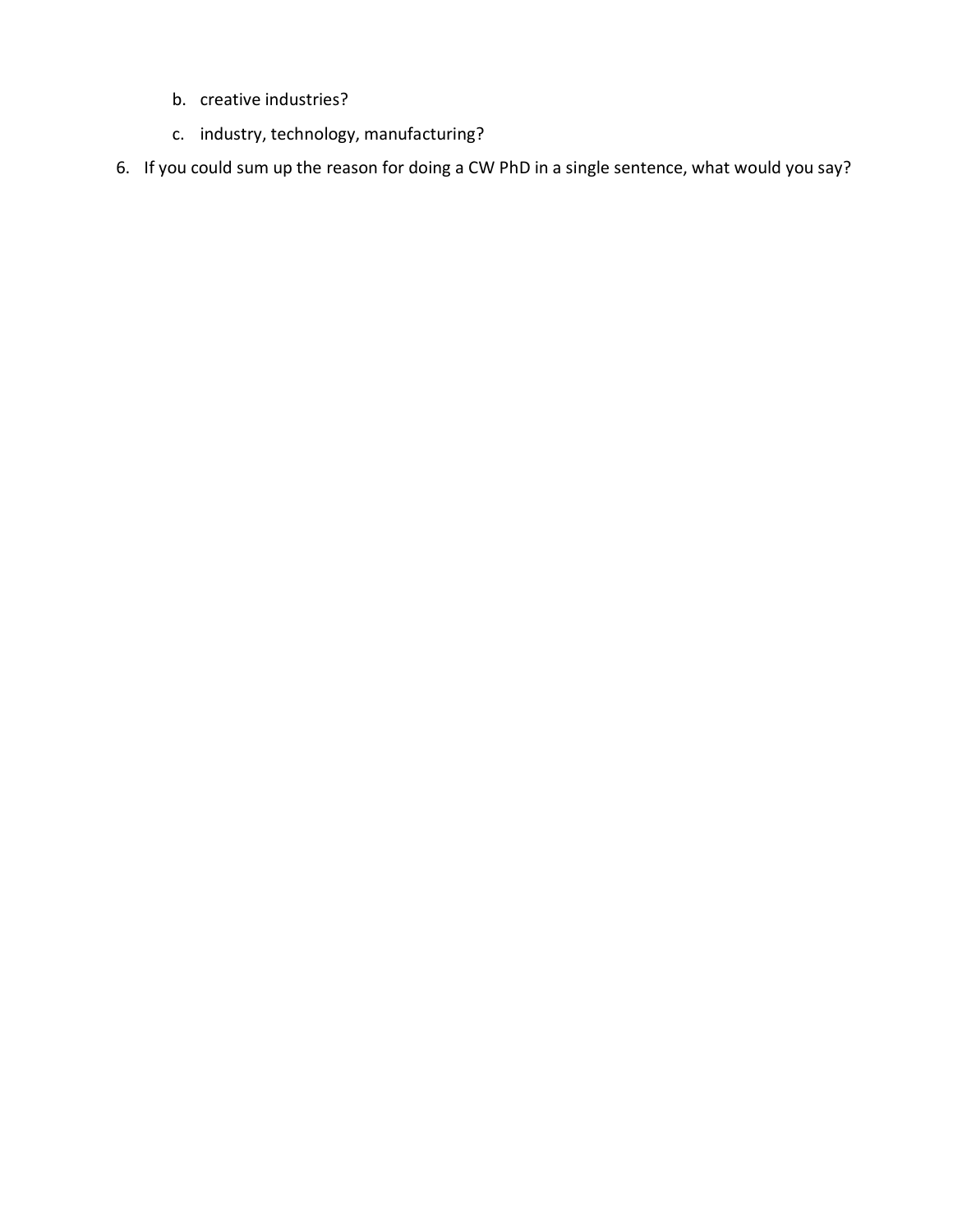b. creative industries?

   c. industry, technology, manufacturing?

6. If you could sum up the reason for doing a CW PhD in a single sentence, what would you say?